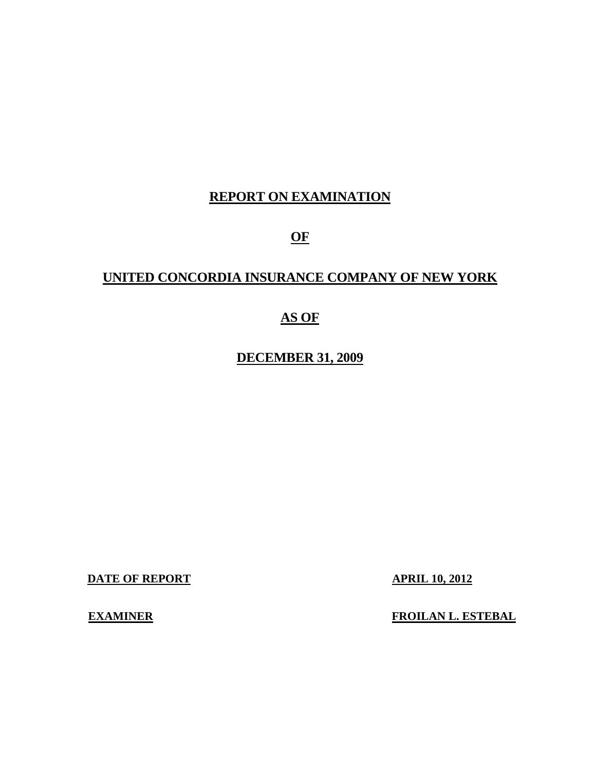# REPORT ON EXAMINATION

# OF

# UNITED CONCORDIA INSURANCE COMPANY OF NEW YORK

# AS OF

# DECEMBER 31, 2009

| **DATE OF REPORT** | **APRIL 10, 2012** |
|---|---|
| **EXAMINER** | **FROILAN L. ESTEBAL** |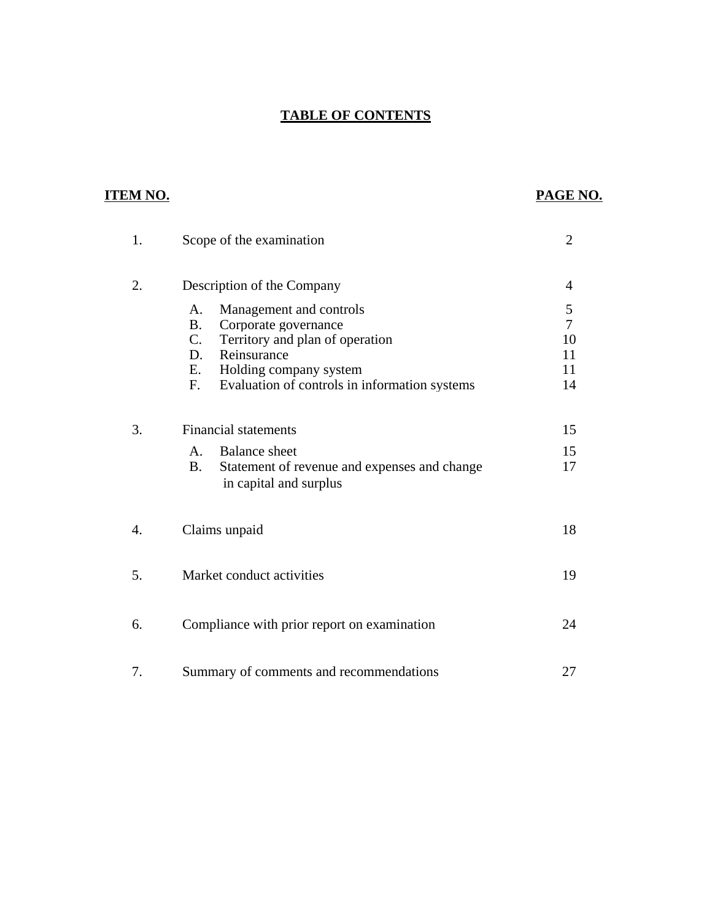# TABLE OF CONTENTS

| ITEM NO. | | PAGE NO. |
|---|---|---|
| 1. | Scope of the examination | 2 |
| 2. | Description of the Company | 4 |
| | A. Management and controls | 5 |
| | B. Corporate governance | 7 |
| | C. Territory and plan of operation | 10 |
| | D. Reinsurance | 11 |
| | E. Holding company system | 11 |
| | F. Evaluation of controls in information systems | 14 |
| 3. | Financial statements | 15 |
| | A. Balance sheet | 15 |
| | B. Statement of revenue and expenses and change in capital and surplus | 17 |
| 4. | Claims unpaid | 18 |
| 5. | Market conduct activities | 19 |
| 6. | Compliance with prior report on examination | 24 |
| 7. | Summary of comments and recommendations | 27 |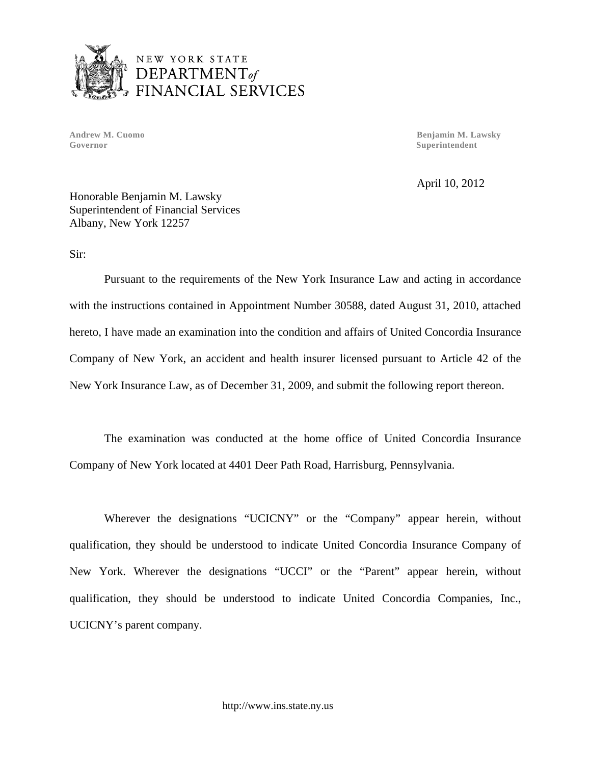NEW YORK STATE
DEPARTMENT of
FINANCIAL SERVICES

**Andrew M. Cuomo**
**Governor**

**Benjamin M. Lawsky**
**Superintendent**

April 10, 2012

Honorable Benjamin M. Lawsky
Superintendent of Financial Services
Albany, New York 12257

Sir:

Pursuant to the requirements of the New York Insurance Law and acting in accordance with the instructions contained in Appointment Number 30588, dated August 31, 2010, attached hereto, I have made an examination into the condition and affairs of United Concordia Insurance Company of New York, an accident and health insurer licensed pursuant to Article 42 of the New York Insurance Law, as of December 31, 2009, and submit the following report thereon.

The examination was conducted at the home office of United Concordia Insurance Company of New York located at 4401 Deer Path Road, Harrisburg, Pennsylvania.

Wherever the designations "UCICNY" or the "Company" appear herein, without qualification, they should be understood to indicate United Concordia Insurance Company of New York. Wherever the designations "UCCI" or the "Parent" appear herein, without qualification, they should be understood to indicate United Concordia Companies, Inc., UCICNY's parent company.

http://www.ins.state.ny.us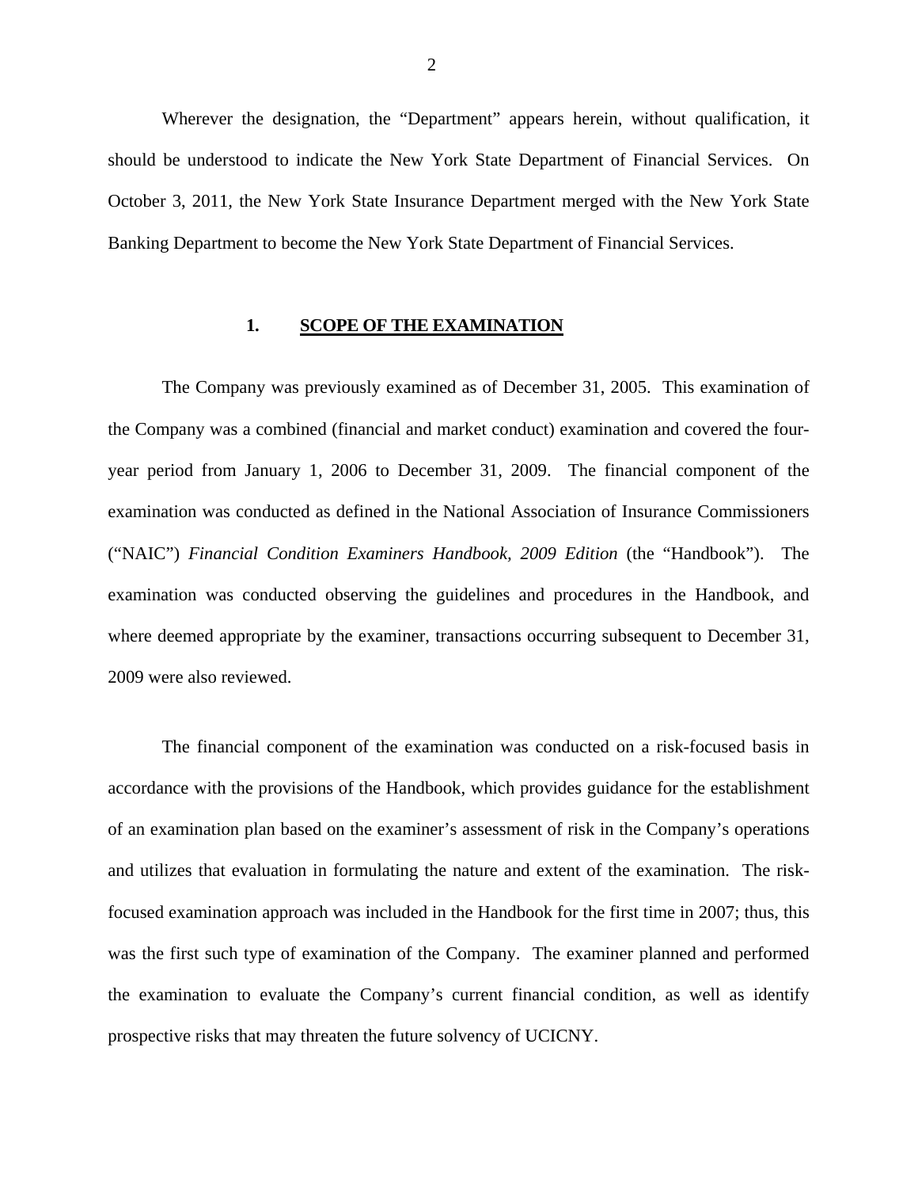Wherever the designation, the "Department" appears herein, without qualification, it should be understood to indicate the New York State Department of Financial Services. On October 3, 2011, the New York State Insurance Department merged with the New York State Banking Department to become the New York State Department of Financial Services.

## 1. SCOPE OF THE EXAMINATION

The Company was previously examined as of December 31, 2005. This examination of the Company was a combined (financial and market conduct) examination and covered the four-year period from January 1, 2006 to December 31, 2009. The financial component of the examination was conducted as defined in the National Association of Insurance Commissioners ("NAIC") *Financial Condition Examiners Handbook, 2009 Edition* (the "Handbook"). The examination was conducted observing the guidelines and procedures in the Handbook, and where deemed appropriate by the examiner, transactions occurring subsequent to December 31, 2009 were also reviewed.

The financial component of the examination was conducted on a risk-focused basis in accordance with the provisions of the Handbook, which provides guidance for the establishment of an examination plan based on the examiner's assessment of risk in the Company's operations and utilizes that evaluation in formulating the nature and extent of the examination. The risk-focused examination approach was included in the Handbook for the first time in 2007; thus, this was the first such type of examination of the Company. The examiner planned and performed the examination to evaluate the Company's current financial condition, as well as identify prospective risks that may threaten the future solvency of UCICNY.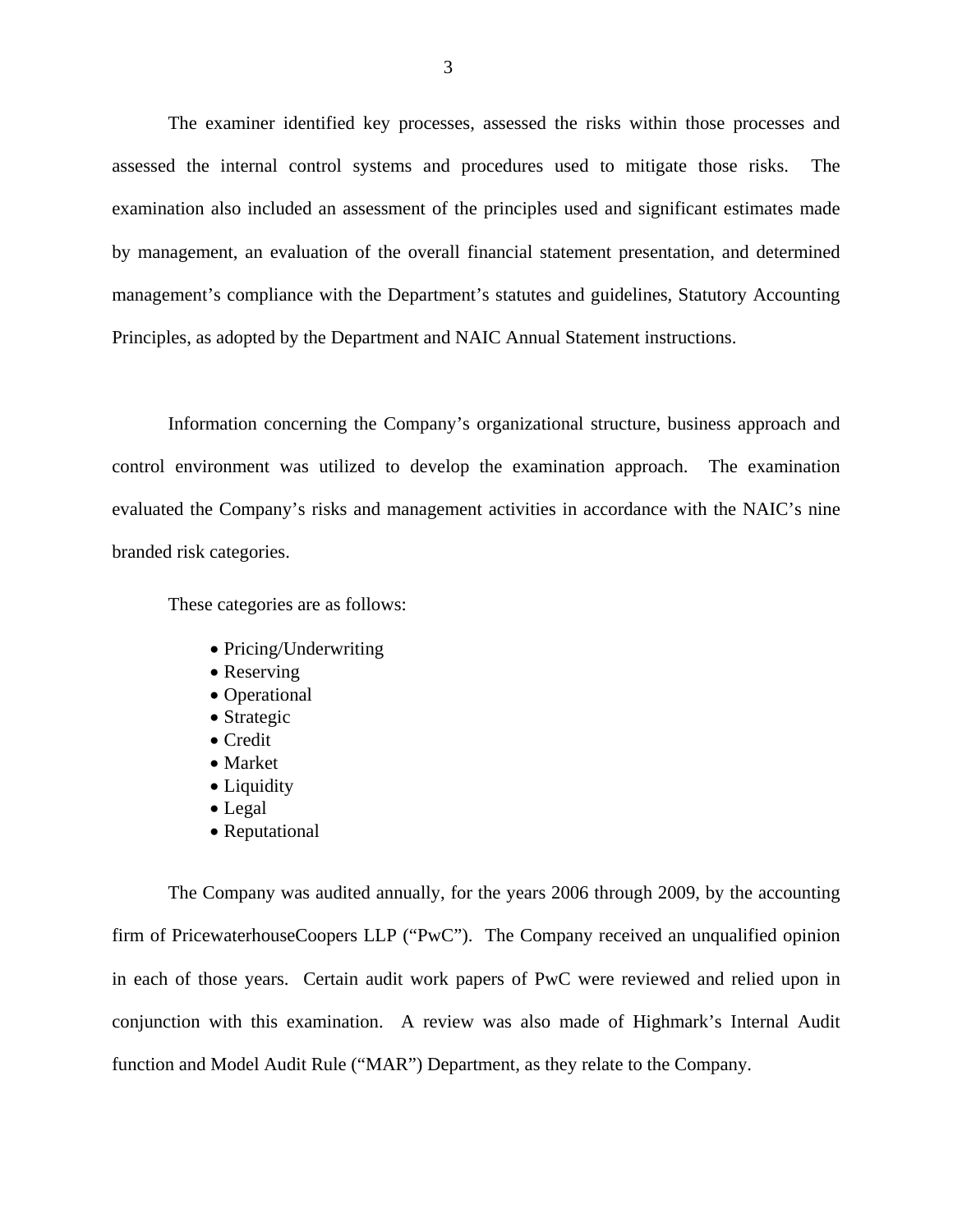The examiner identified key processes, assessed the risks within those processes and assessed the internal control systems and procedures used to mitigate those risks. The examination also included an assessment of the principles used and significant estimates made by management, an evaluation of the overall financial statement presentation, and determined management's compliance with the Department's statutes and guidelines, Statutory Accounting Principles, as adopted by the Department and NAIC Annual Statement instructions.

Information concerning the Company's organizational structure, business approach and control environment was utilized to develop the examination approach. The examination evaluated the Company's risks and management activities in accordance with the NAIC's nine branded risk categories.

These categories are as follows:

- Pricing/Underwriting
- Reserving
- Operational
- Strategic
- Credit
- Market
- Liquidity
- Legal
- Reputational

The Company was audited annually, for the years 2006 through 2009, by the accounting firm of PricewaterhouseCoopers LLP ("PwC"). The Company received an unqualified opinion in each of those years. Certain audit work papers of PwC were reviewed and relied upon in conjunction with this examination. A review was also made of Highmark's Internal Audit function and Model Audit Rule ("MAR") Department, as they relate to the Company.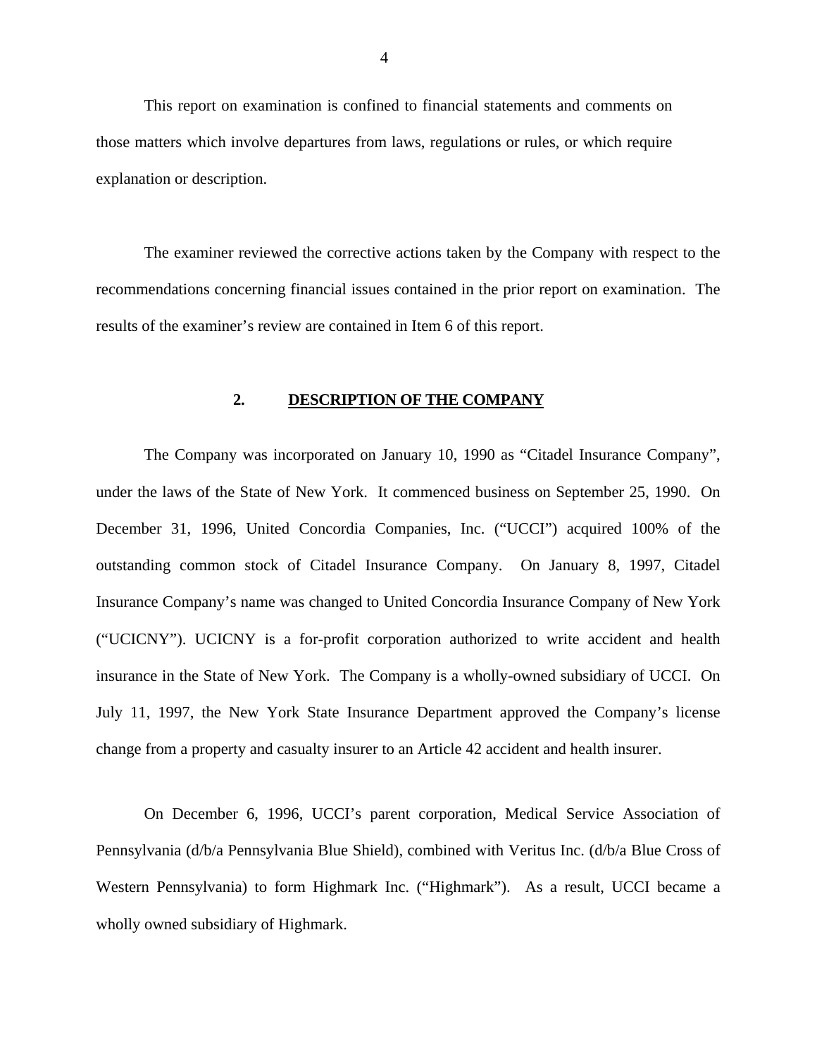This report on examination is confined to financial statements and comments on those matters which involve departures from laws, regulations or rules, or which require explanation or description.

The examiner reviewed the corrective actions taken by the Company with respect to the recommendations concerning financial issues contained in the prior report on examination. The results of the examiner's review are contained in Item 6 of this report.

## 2. DESCRIPTION OF THE COMPANY

The Company was incorporated on January 10, 1990 as "Citadel Insurance Company", under the laws of the State of New York. It commenced business on September 25, 1990. On December 31, 1996, United Concordia Companies, Inc. ("UCCI") acquired 100% of the outstanding common stock of Citadel Insurance Company. On January 8, 1997, Citadel Insurance Company's name was changed to United Concordia Insurance Company of New York ("UCICNY"). UCICNY is a for-profit corporation authorized to write accident and health insurance in the State of New York. The Company is a wholly-owned subsidiary of UCCI. On July 11, 1997, the New York State Insurance Department approved the Company's license change from a property and casualty insurer to an Article 42 accident and health insurer.

On December 6, 1996, UCCI's parent corporation, Medical Service Association of Pennsylvania (d/b/a Pennsylvania Blue Shield), combined with Veritus Inc. (d/b/a Blue Cross of Western Pennsylvania) to form Highmark Inc. ("Highmark"). As a result, UCCI became a wholly owned subsidiary of Highmark.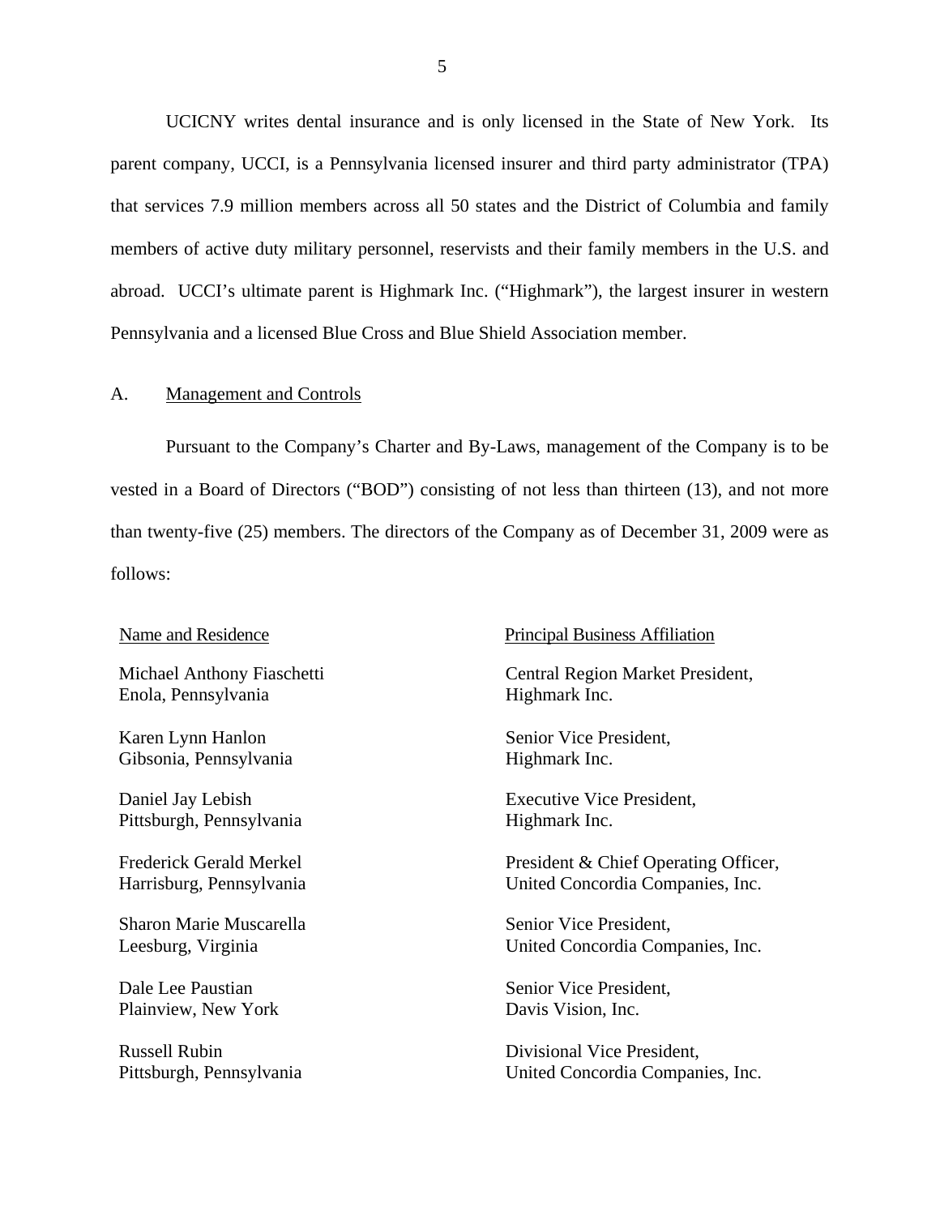UCICNY writes dental insurance and is only licensed in the State of New York. Its parent company, UCCI, is a Pennsylvania licensed insurer and third party administrator (TPA) that services 7.9 million members across all 50 states and the District of Columbia and family members of active duty military personnel, reservists and their family members in the U.S. and abroad. UCCI's ultimate parent is Highmark Inc. ("Highmark"), the largest insurer in western Pennsylvania and a licensed Blue Cross and Blue Shield Association member.

## A. Management and Controls

Pursuant to the Company's Charter and By-Laws, management of the Company is to be vested in a Board of Directors ("BOD") consisting of not less than thirteen (13), and not more than twenty-five (25) members. The directors of the Company as of December 31, 2009 were as follows:

| Name and Residence | Principal Business Affiliation |
| --- | --- |
| Michael Anthony Fiaschetti<br>Enola, Pennsylvania | Central Region Market President,<br>Highmark Inc. |
| Karen Lynn Hanlon<br>Gibsonia, Pennsylvania | Senior Vice President,<br>Highmark Inc. |
| Daniel Jay Lebish<br>Pittsburgh, Pennsylvania | Executive Vice President,<br>Highmark Inc. |
| Frederick Gerald Merkel<br>Harrisburg, Pennsylvania | President & Chief Operating Officer,<br>United Concordia Companies, Inc. |
| Sharon Marie Muscarella<br>Leesburg, Virginia | Senior Vice President,<br>United Concordia Companies, Inc. |
| Dale Lee Paustian<br>Plainview, New York | Senior Vice President,<br>Davis Vision, Inc. |
| Russell Rubin<br>Pittsburgh, Pennsylvania | Divisional Vice President,<br>United Concordia Companies, Inc. |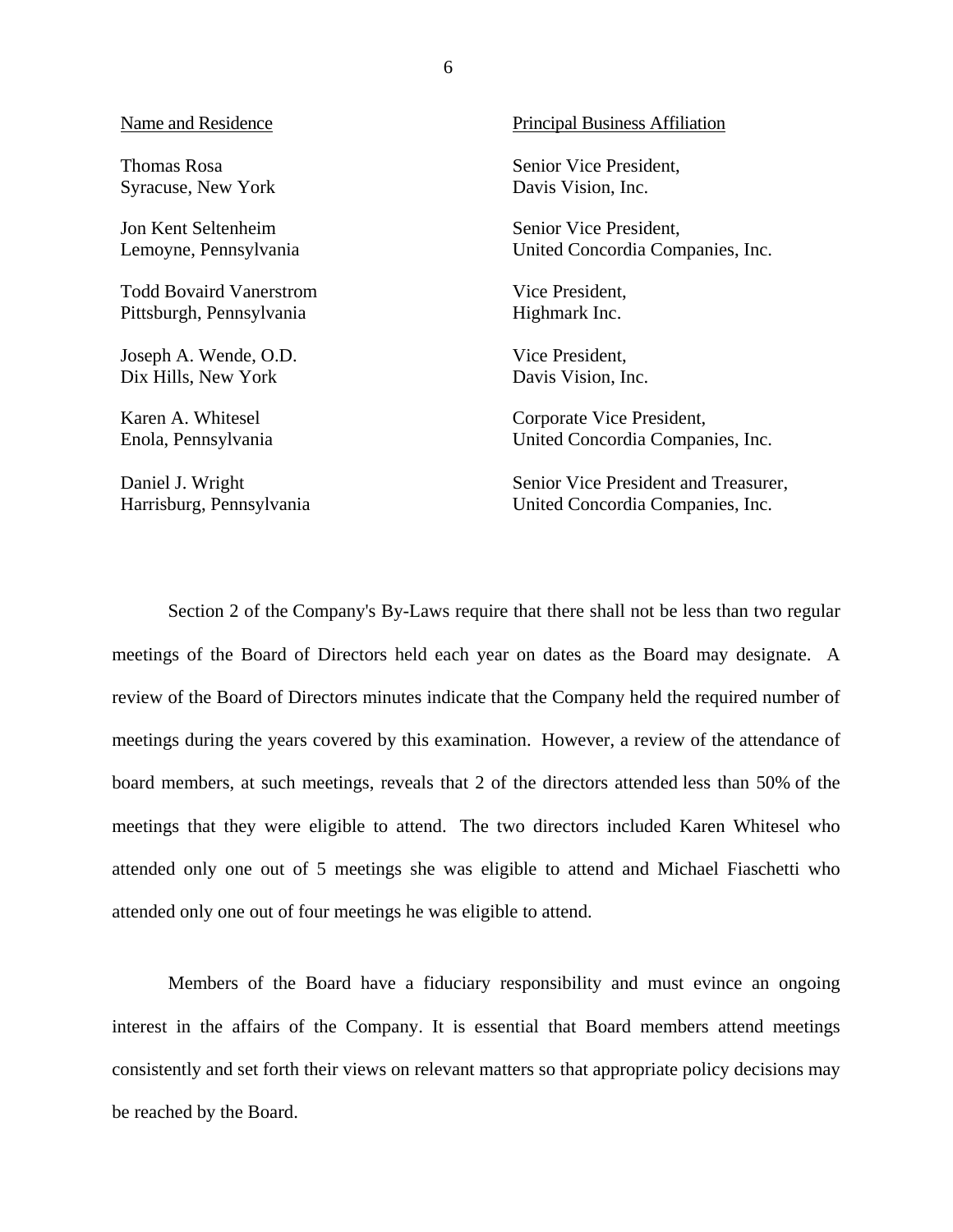| Name and Residence | Principal Business Affiliation |
|---|---|
| Thomas Rosa<br>Syracuse, New York | Senior Vice President,<br>Davis Vision, Inc. |
| Jon Kent Seltenheim<br>Lemoyne, Pennsylvania | Senior Vice President,<br>United Concordia Companies, Inc. |
| Todd Bovaird Vanerstrom<br>Pittsburgh, Pennsylvania | Vice President,<br>Highmark Inc. |
| Joseph A. Wende, O.D.<br>Dix Hills, New York | Vice President,<br>Davis Vision, Inc. |
| Karen A. Whitesel<br>Enola, Pennsylvania | Corporate Vice President,<br>United Concordia Companies, Inc. |
| Daniel J. Wright<br>Harrisburg, Pennsylvania | Senior Vice President and Treasurer,<br>United Concordia Companies, Inc. |

Section 2 of the Company's By-Laws require that there shall not be less than two regular meetings of the Board of Directors held each year on dates as the Board may designate. A review of the Board of Directors minutes indicate that the Company held the required number of meetings during the years covered by this examination. However, a review of the attendance of board members, at such meetings, reveals that 2 of the directors attended less than 50% of the meetings that they were eligible to attend. The two directors included Karen Whitesel who attended only one out of 5 meetings she was eligible to attend and Michael Fiaschetti who attended only one out of four meetings he was eligible to attend.

Members of the Board have a fiduciary responsibility and must evince an ongoing interest in the affairs of the Company. It is essential that Board members attend meetings consistently and set forth their views on relevant matters so that appropriate policy decisions may be reached by the Board.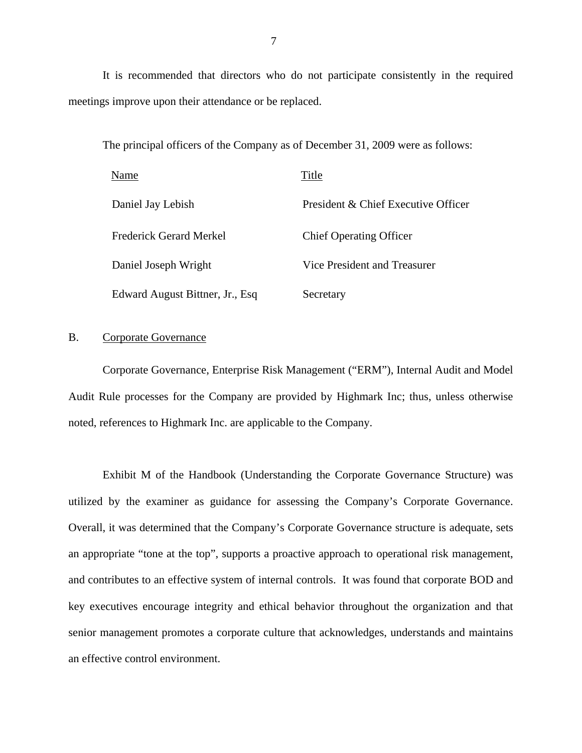It is recommended that directors who do not participate consistently in the required meetings improve upon their attendance or be replaced.

The principal officers of the Company as of December 31, 2009 were as follows:

| Name | Title |
|---|---|
| Daniel Jay Lebish | President & Chief Executive Officer |
| Frederick Gerard Merkel | Chief Operating Officer |
| Daniel Joseph Wright | Vice President and Treasurer |
| Edward August Bittner, Jr., Esq | Secretary |

## B. Corporate Governance

Corporate Governance, Enterprise Risk Management ("ERM"), Internal Audit and Model Audit Rule processes for the Company are provided by Highmark Inc; thus, unless otherwise noted, references to Highmark Inc. are applicable to the Company.

Exhibit M of the Handbook (Understanding the Corporate Governance Structure) was utilized by the examiner as guidance for assessing the Company's Corporate Governance. Overall, it was determined that the Company's Corporate Governance structure is adequate, sets an appropriate "tone at the top", supports a proactive approach to operational risk management, and contributes to an effective system of internal controls. It was found that corporate BOD and key executives encourage integrity and ethical behavior throughout the organization and that senior management promotes a corporate culture that acknowledges, understands and maintains an effective control environment.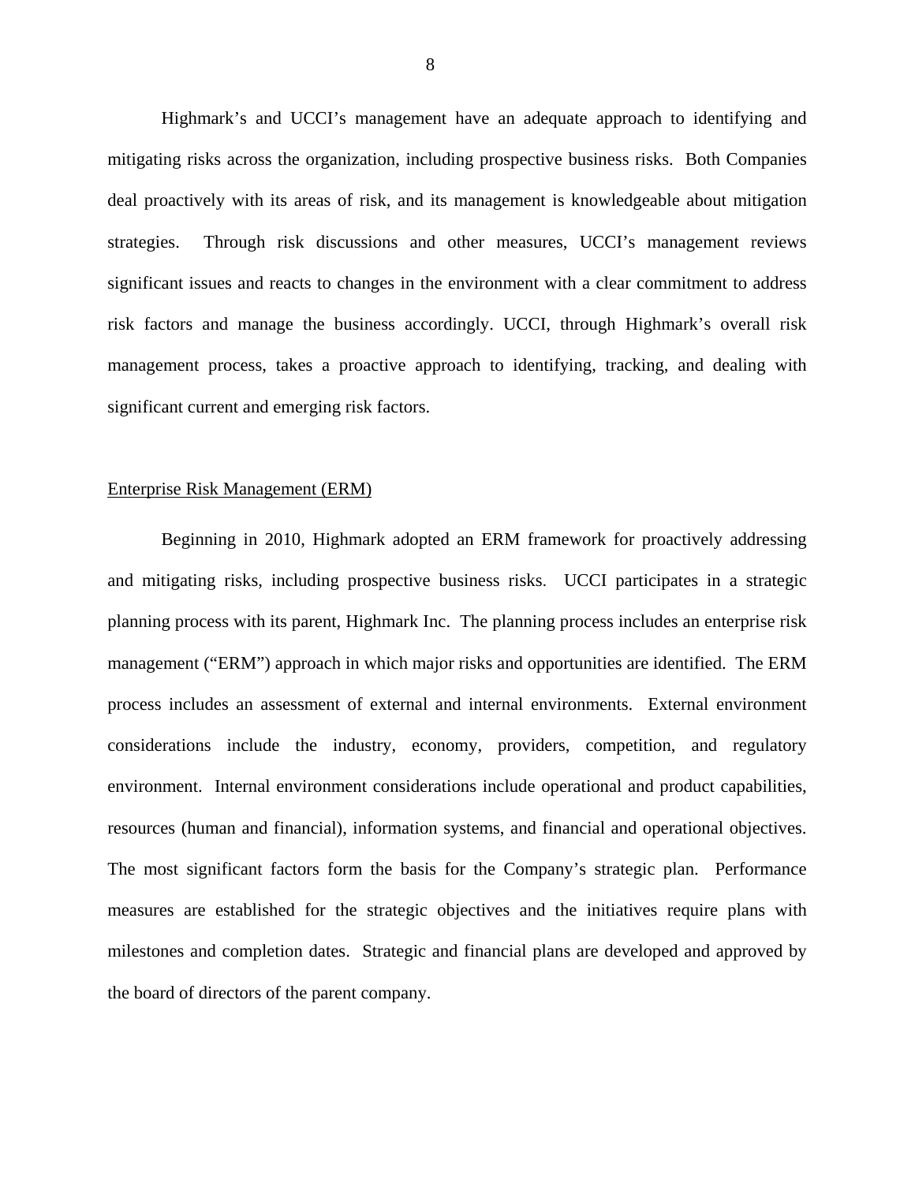Highmark's and UCCI's management have an adequate approach to identifying and mitigating risks across the organization, including prospective business risks. Both Companies deal proactively with its areas of risk, and its management is knowledgeable about mitigation strategies. Through risk discussions and other measures, UCCI's management reviews significant issues and reacts to changes in the environment with a clear commitment to address risk factors and manage the business accordingly. UCCI, through Highmark's overall risk management process, takes a proactive approach to identifying, tracking, and dealing with significant current and emerging risk factors.

<u>Enterprise Risk Management (ERM)</u>

Beginning in 2010, Highmark adopted an ERM framework for proactively addressing and mitigating risks, including prospective business risks. UCCI participates in a strategic planning process with its parent, Highmark Inc. The planning process includes an enterprise risk management ("ERM") approach in which major risks and opportunities are identified. The ERM process includes an assessment of external and internal environments. External environment considerations include the industry, economy, providers, competition, and regulatory environment. Internal environment considerations include operational and product capabilities, resources (human and financial), information systems, and financial and operational objectives. The most significant factors form the basis for the Company's strategic plan. Performance measures are established for the strategic objectives and the initiatives require plans with milestones and completion dates. Strategic and financial plans are developed and approved by the board of directors of the parent company.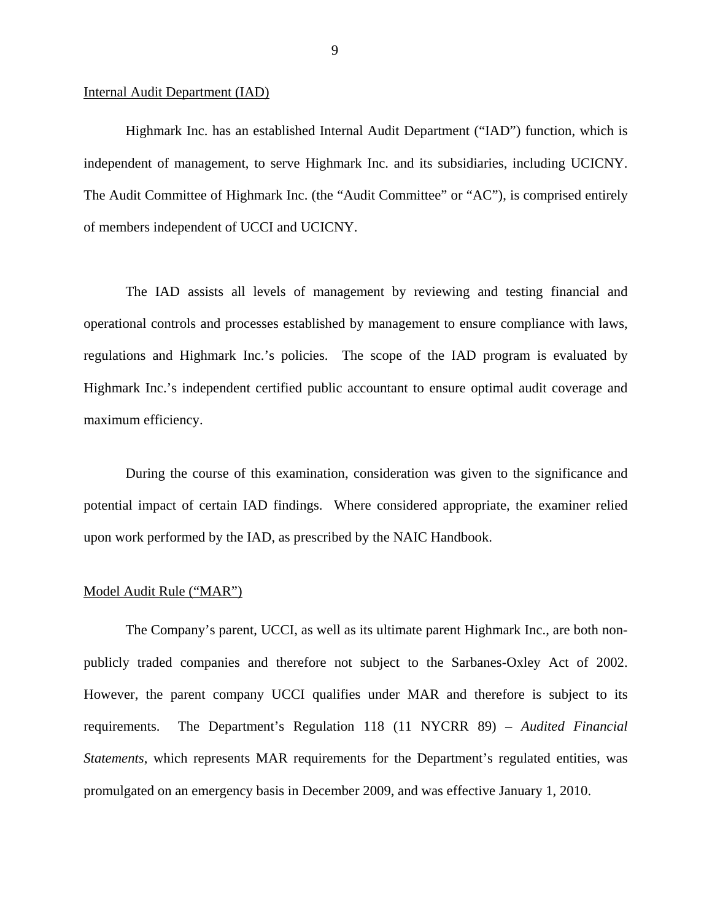Internal Audit Department (IAD)

Highmark Inc. has an established Internal Audit Department ("IAD") function, which is independent of management, to serve Highmark Inc. and its subsidiaries, including UCICNY. The Audit Committee of Highmark Inc. (the "Audit Committee" or "AC"), is comprised entirely of members independent of UCCI and UCICNY.

The IAD assists all levels of management by reviewing and testing financial and operational controls and processes established by management to ensure compliance with laws, regulations and Highmark Inc.'s policies. The scope of the IAD program is evaluated by Highmark Inc.'s independent certified public accountant to ensure optimal audit coverage and maximum efficiency.

During the course of this examination, consideration was given to the significance and potential impact of certain IAD findings. Where considered appropriate, the examiner relied upon work performed by the IAD, as prescribed by the NAIC Handbook.

Model Audit Rule ("MAR")

The Company's parent, UCCI, as well as its ultimate parent Highmark Inc., are both non-publicly traded companies and therefore not subject to the Sarbanes-Oxley Act of 2002. However, the parent company UCCI qualifies under MAR and therefore is subject to its requirements. The Department's Regulation 118 (11 NYCRR 89) – *Audited Financial Statements*, which represents MAR requirements for the Department's regulated entities, was promulgated on an emergency basis in December 2009, and was effective January 1, 2010.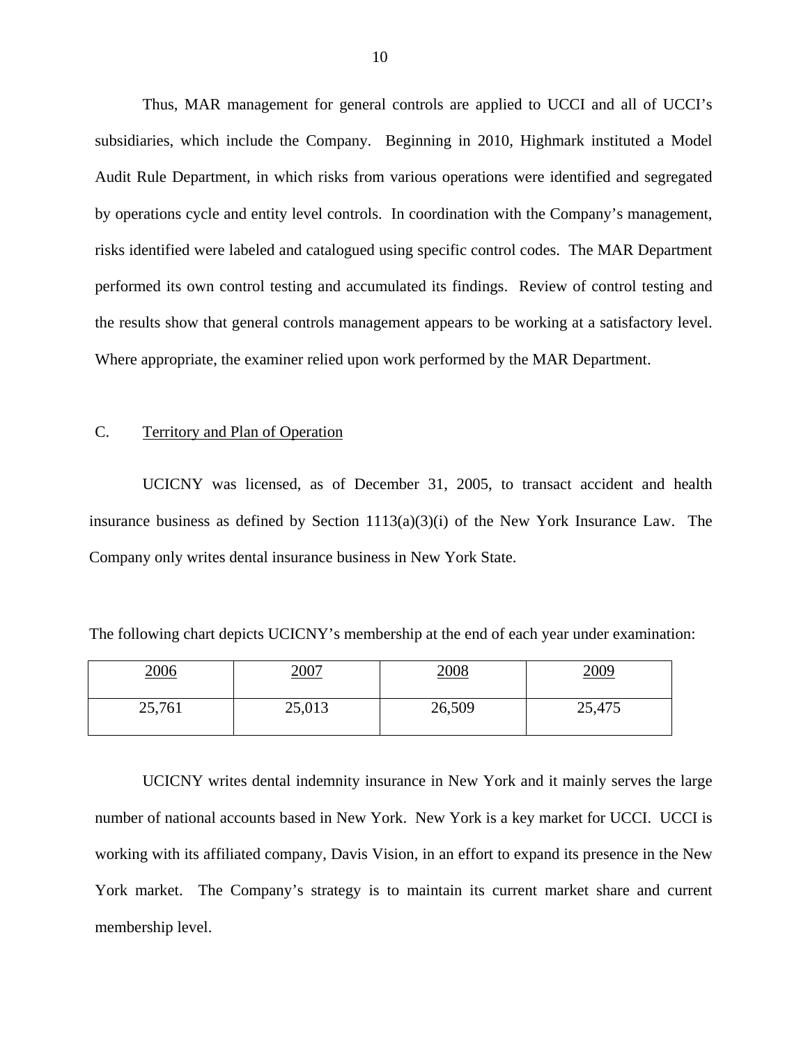Thus, MAR management for general controls are applied to UCCI and all of UCCI's subsidiaries, which include the Company. Beginning in 2010, Highmark instituted a Model Audit Rule Department, in which risks from various operations were identified and segregated by operations cycle and entity level controls. In coordination with the Company's management, risks identified were labeled and catalogued using specific control codes. The MAR Department performed its own control testing and accumulated its findings. Review of control testing and the results show that general controls management appears to be working at a satisfactory level. Where appropriate, the examiner relied upon work performed by the MAR Department.

C. Territory and Plan of Operation

UCICNY was licensed, as of December 31, 2005, to transact accident and health insurance business as defined by Section 1113(a)(3)(i) of the New York Insurance Law. The Company only writes dental insurance business in New York State.

The following chart depicts UCICNY's membership at the end of each year under examination:

| 2006 | 2007 | 2008 | 2009 |
|---|---|---|---|
| 25,761 | 25,013 | 26,509 | 25,475 |

UCICNY writes dental indemnity insurance in New York and it mainly serves the large number of national accounts based in New York. New York is a key market for UCCI. UCCI is working with its affiliated company, Davis Vision, in an effort to expand its presence in the New York market. The Company's strategy is to maintain its current market share and current membership level.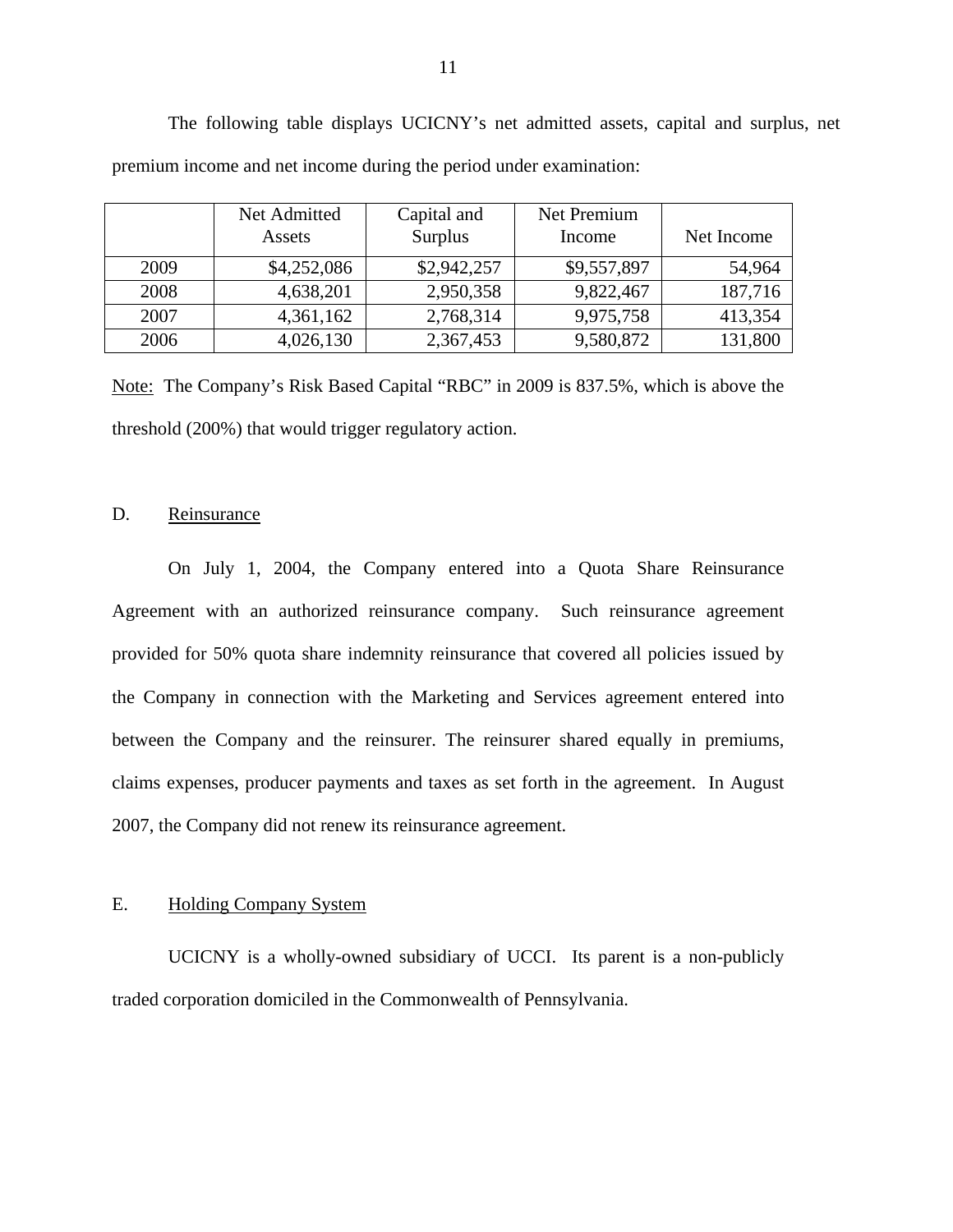The following table displays UCICNY's net admitted assets, capital and surplus, net premium income and net income during the period under examination:

| | Net Admitted Assets | Capital and Surplus | Net Premium Income | Net Income |
|---|---|---|---|---|
| 2009 | $4,252,086 | $2,942,257 | $9,557,897 | 54,964 |
| 2008 | 4,638,201 | 2,950,358 | 9,822,467 | 187,716 |
| 2007 | 4,361,162 | 2,768,314 | 9,975,758 | 413,354 |
| 2006 | 4,026,130 | 2,367,453 | 9,580,872 | 131,800 |

Note: The Company's Risk Based Capital "RBC" in 2009 is 837.5%, which is above the threshold (200%) that would trigger regulatory action.

## D. Reinsurance

On July 1, 2004, the Company entered into a Quota Share Reinsurance Agreement with an authorized reinsurance company. Such reinsurance agreement provided for 50% quota share indemnity reinsurance that covered all policies issued by the Company in connection with the Marketing and Services agreement entered into between the Company and the reinsurer. The reinsurer shared equally in premiums, claims expenses, producer payments and taxes as set forth in the agreement. In August 2007, the Company did not renew its reinsurance agreement.

## E. Holding Company System

UCICNY is a wholly-owned subsidiary of UCCI. Its parent is a non-publicly traded corporation domiciled in the Commonwealth of Pennsylvania.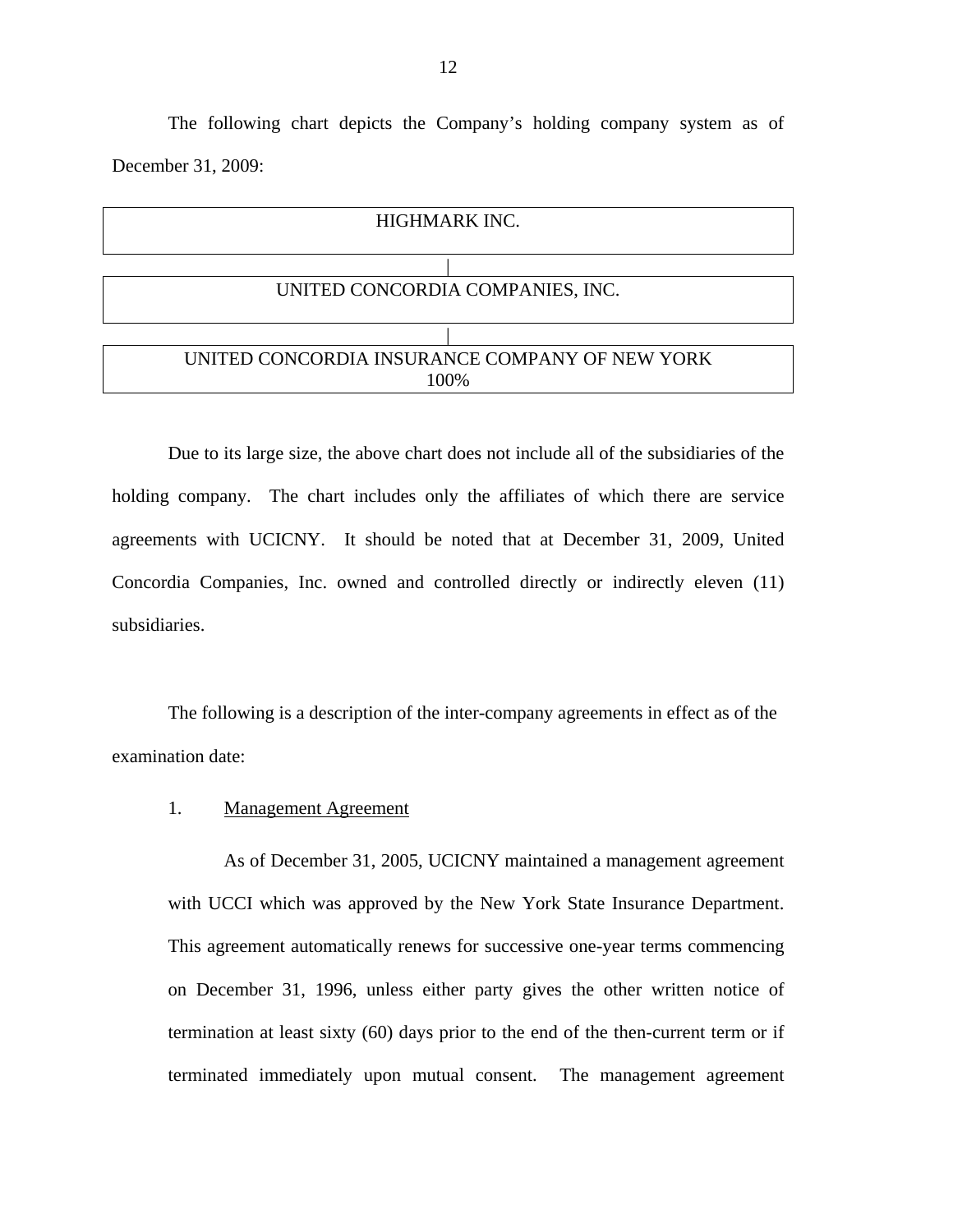The following chart depicts the Company's holding company system as of December 31, 2009:

| HIGHMARK INC. |
|---|
| \| |
| UNITED CONCORDIA COMPANIES, INC. |
| \| |
| UNITED CONCORDIA INSURANCE COMPANY OF NEW YORK 100% |

Due to its large size, the above chart does not include all of the subsidiaries of the holding company. The chart includes only the affiliates of which there are service agreements with UCICNY. It should be noted that at December 31, 2009, United Concordia Companies, Inc. owned and controlled directly or indirectly eleven (11) subsidiaries.

The following is a description of the inter-company agreements in effect as of the examination date:

1. <u>Management Agreement</u>

As of December 31, 2005, UCICNY maintained a management agreement with UCCI which was approved by the New York State Insurance Department. This agreement automatically renews for successive one-year terms commencing on December 31, 1996, unless either party gives the other written notice of termination at least sixty (60) days prior to the end of the then-current term or if terminated immediately upon mutual consent. The management agreement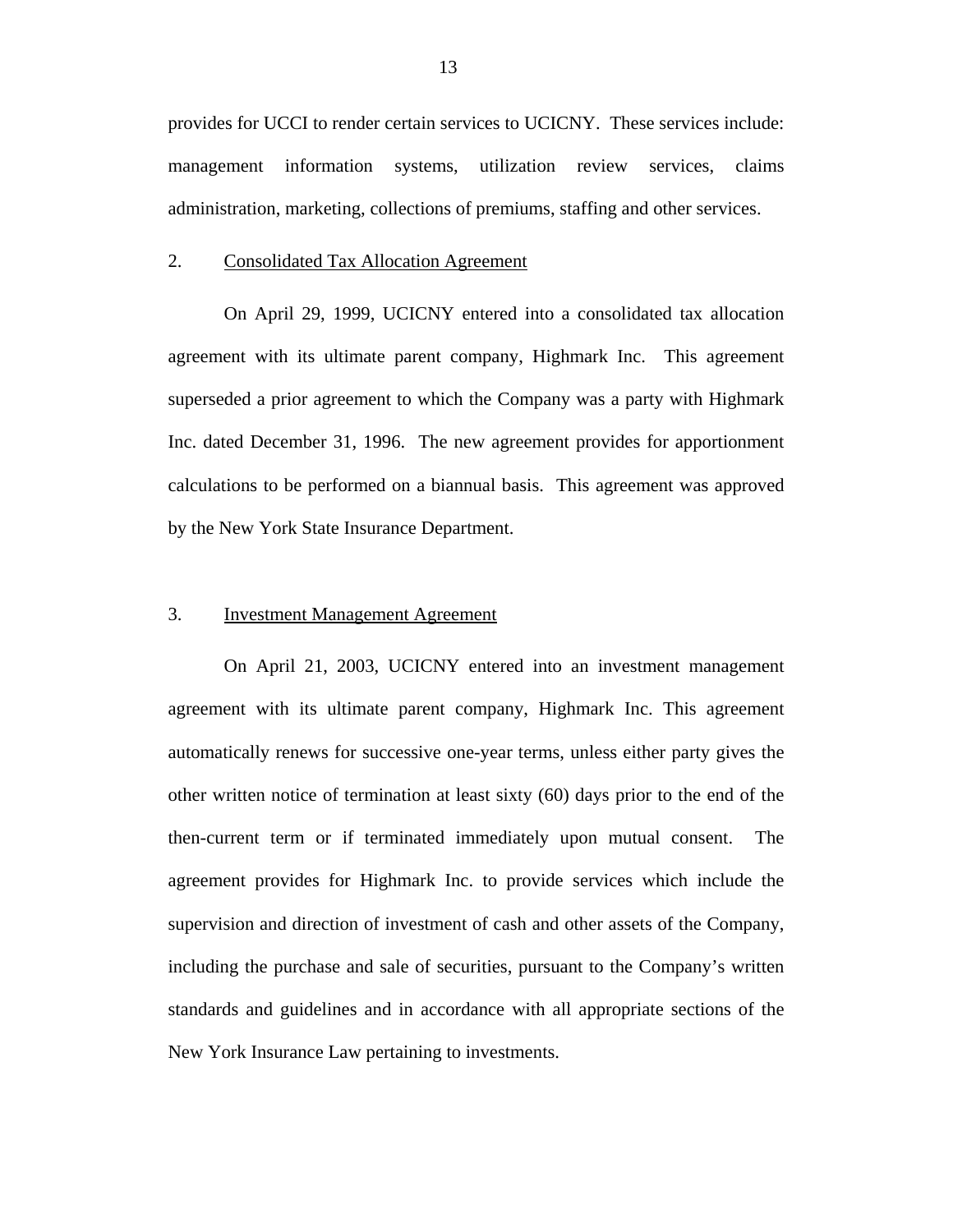provides for UCCI to render certain services to UCICNY. These services include: management information systems, utilization review services, claims administration, marketing, collections of premiums, staffing and other services.

2. Consolidated Tax Allocation Agreement

On April 29, 1999, UCICNY entered into a consolidated tax allocation agreement with its ultimate parent company, Highmark Inc. This agreement superseded a prior agreement to which the Company was a party with Highmark Inc. dated December 31, 1996. The new agreement provides for apportionment calculations to be performed on a biannual basis. This agreement was approved by the New York State Insurance Department.

3. Investment Management Agreement

On April 21, 2003, UCICNY entered into an investment management agreement with its ultimate parent company, Highmark Inc. This agreement automatically renews for successive one-year terms, unless either party gives the other written notice of termination at least sixty (60) days prior to the end of the then-current term or if terminated immediately upon mutual consent. The agreement provides for Highmark Inc. to provide services which include the supervision and direction of investment of cash and other assets of the Company, including the purchase and sale of securities, pursuant to the Company's written standards and guidelines and in accordance with all appropriate sections of the New York Insurance Law pertaining to investments.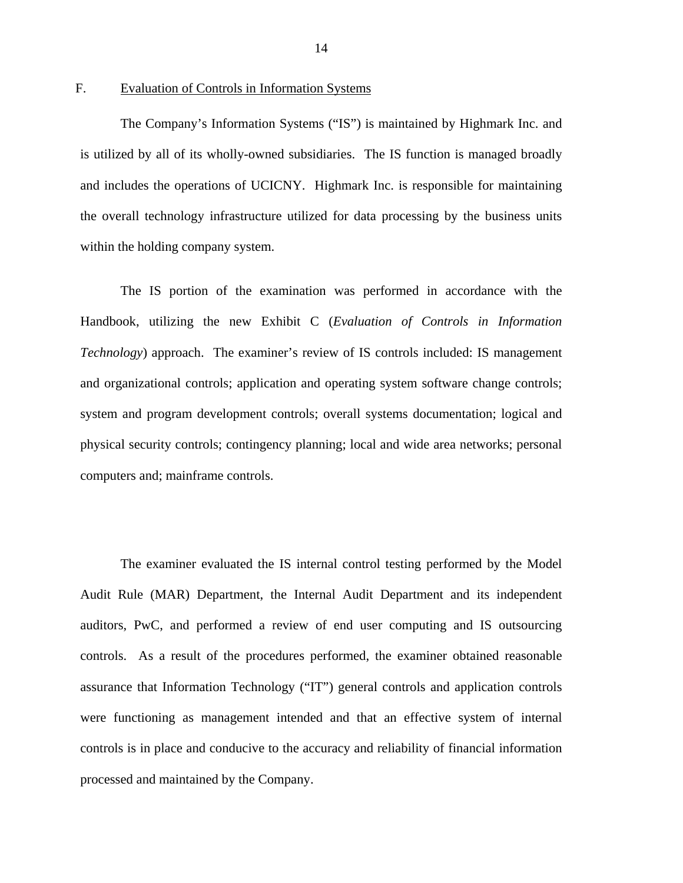## F. Evaluation of Controls in Information Systems

The Company's Information Systems ("IS") is maintained by Highmark Inc. and is utilized by all of its wholly-owned subsidiaries. The IS function is managed broadly and includes the operations of UCICNY. Highmark Inc. is responsible for maintaining the overall technology infrastructure utilized for data processing by the business units within the holding company system.

The IS portion of the examination was performed in accordance with the Handbook, utilizing the new Exhibit C (*Evaluation of Controls in Information Technology*) approach. The examiner's review of IS controls included: IS management and organizational controls; application and operating system software change controls; system and program development controls; overall systems documentation; logical and physical security controls; contingency planning; local and wide area networks; personal computers and; mainframe controls.

The examiner evaluated the IS internal control testing performed by the Model Audit Rule (MAR) Department, the Internal Audit Department and its independent auditors, PwC, and performed a review of end user computing and IS outsourcing controls. As a result of the procedures performed, the examiner obtained reasonable assurance that Information Technology ("IT") general controls and application controls were functioning as management intended and that an effective system of internal controls is in place and conducive to the accuracy and reliability of financial information processed and maintained by the Company.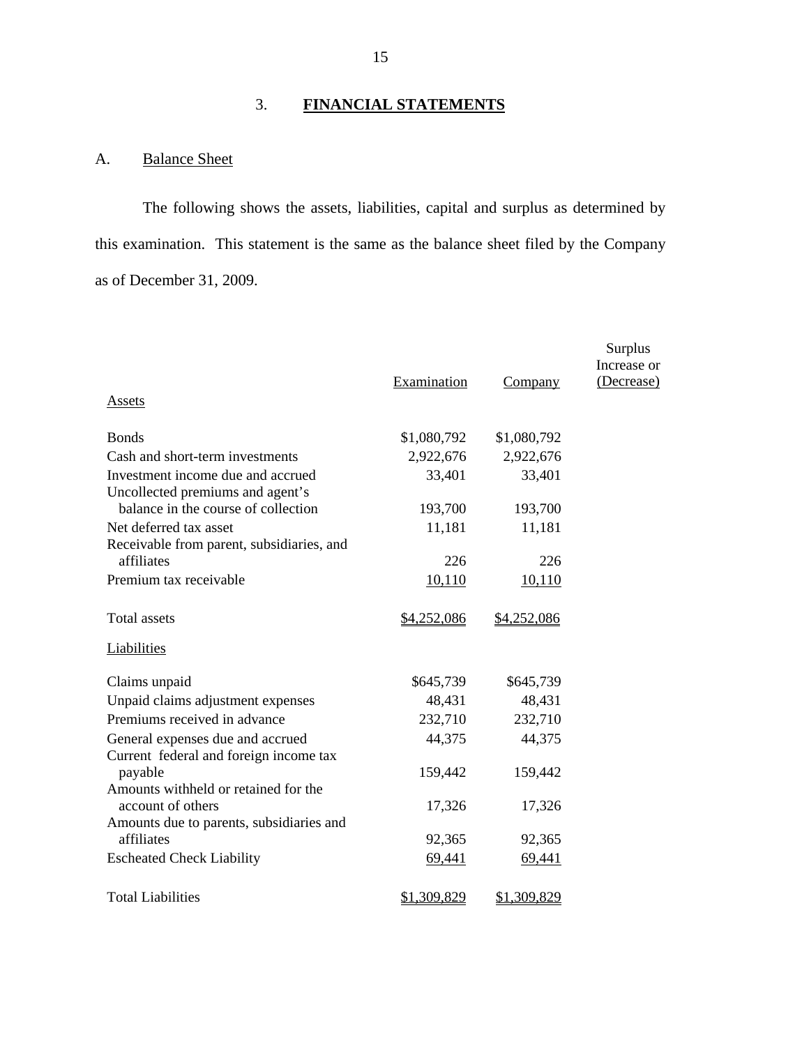## 3. **FINANCIAL STATEMENTS**

### A. Balance Sheet

The following shows the assets, liabilities, capital and surplus as determined by this examination. This statement is the same as the balance sheet filed by the Company as of December 31, 2009.

| | Examination | Company | Surplus Increase or (Decrease) |
|---|---|---|---|
| Assets | | | |
| Bonds | $1,080,792 | $1,080,792 | |
| Cash and short-term investments | 2,922,676 | 2,922,676 | |
| Investment income due and accrued | 33,401 | 33,401 | |
| Uncollected premiums and agent's balance in the course of collection | 193,700 | 193,700 | |
| Net deferred tax asset | 11,181 | 11,181 | |
| Receivable from parent, subsidiaries, and affiliates | 226 | 226 | |
| Premium tax receivable | 10,110 | 10,110 | |
| Total assets | $4,252,086 | $4,252,086 | |
| Liabilities | | | |
| Claims unpaid | $645,739 | $645,739 | |
| Unpaid claims adjustment expenses | 48,431 | 48,431 | |
| Premiums received in advance | 232,710 | 232,710 | |
| General expenses due and accrued | 44,375 | 44,375 | |
| Current federal and foreign income tax payable | 159,442 | 159,442 | |
| Amounts withheld or retained for the account of others | 17,326 | 17,326 | |
| Amounts due to parents, subsidiaries and affiliates | 92,365 | 92,365 | |
| Escheated Check Liability | 69,441 | 69,441 | |
| Total Liabilities | $1,309,829 | $1,309,829 | |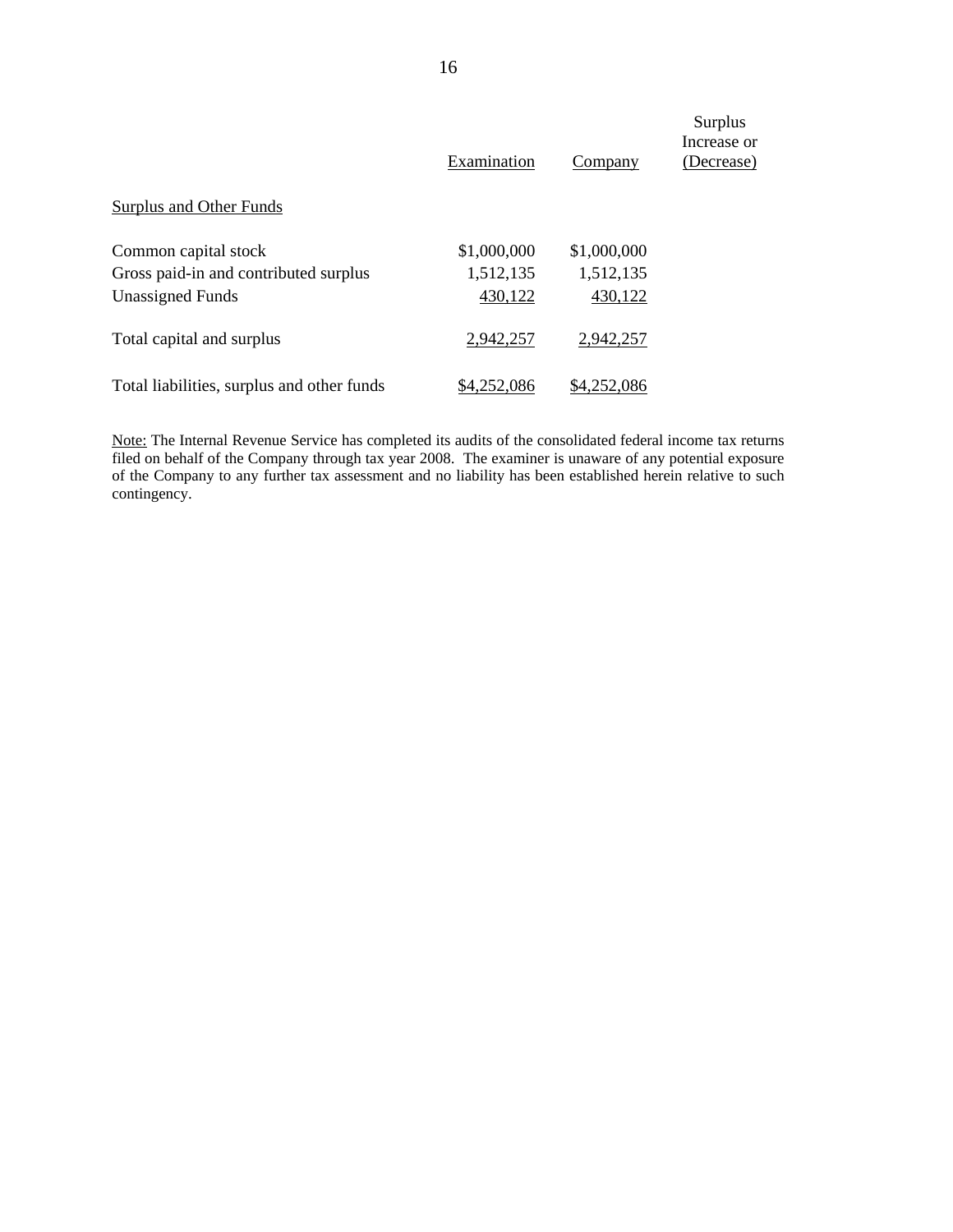| | Examination | Company | Surplus Increase or (Decrease) |
|---|---|---|---|
| Surplus and Other Funds | | | |
| Common capital stock | $1,000,000 | $1,000,000 | |
| Gross paid-in and contributed surplus | 1,512,135 | 1,512,135 | |
| Unassigned Funds | 430,122 | 430,122 | |
| Total capital and surplus | 2,942,257 | 2,942,257 | |
| Total liabilities, surplus and other funds | $4,252,086 | $4,252,086 | |

Note: The Internal Revenue Service has completed its audits of the consolidated federal income tax returns filed on behalf of the Company through tax year 2008. The examiner is unaware of any potential exposure of the Company to any further tax assessment and no liability has been established herein relative to such contingency.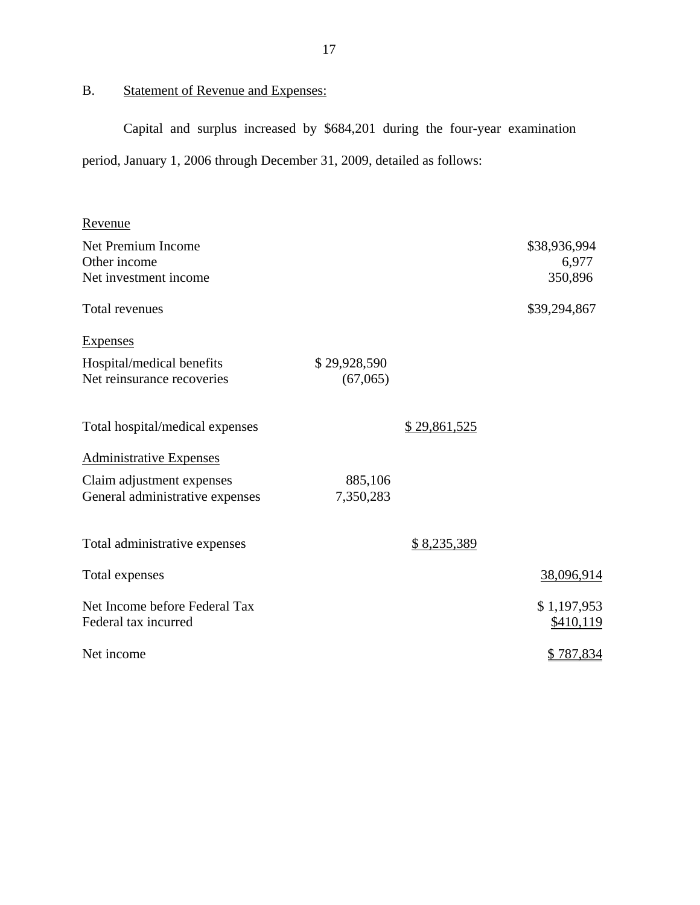## B. Statement of Revenue and Expenses:

Capital and surplus increased by $684,201 during the four-year examination period, January 1, 2006 through December 31, 2009, detailed as follows:

| | | | |
|---|---|---|---|
| Revenue | | | |
| Net Premium Income | | | $38,936,994 |
| Other income | | | 6,977 |
| Net investment income | | | 350,896 |
| Total revenues | | | $39,294,867 |
| Expenses | | | |
| Hospital/medical benefits | $ 29,928,590 | | |
| Net reinsurance recoveries | (67,065) | | |
| Total hospital/medical expenses | | $ 29,861,525 | |
| Administrative Expenses | | | |
| Claim adjustment expenses | 885,106 | | |
| General administrative expenses | 7,350,283 | | |
| Total administrative expenses | | $ 8,235,389 | |
| Total expenses | | | 38,096,914 |
| Net Income before Federal Tax | | | $ 1,197,953 |
| Federal tax incurred | | | $410,119 |
| Net income | | | $ 787,834 |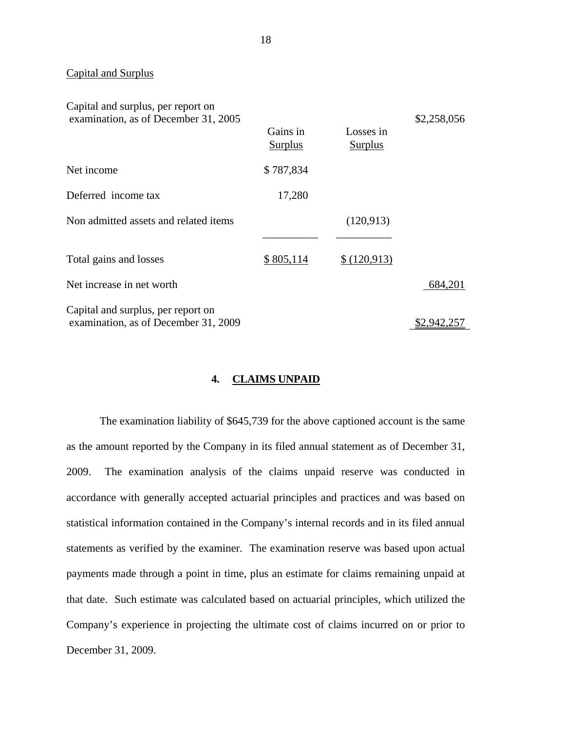Capital and Surplus

| | Gains in Surplus | Losses in Surplus | |
|---|---|---|---|
| Capital and surplus, per report on examination, as of December 31, 2005 | | | $2,258,056 |
| Net income | $ 787,834 | | |
| Deferred income tax | 17,280 | | |
| Non admitted assets and related items | | (120,913) | |
| Total gains and losses | $ 805,114 | $ (120,913) | |
| Net increase in net worth | | | 684,201 |
| Capital and surplus, per report on examination, as of December 31, 2009 | | | $2,942,257 |

## 4. CLAIMS UNPAID

The examination liability of $645,739 for the above captioned account is the same as the amount reported by the Company in its filed annual statement as of December 31, 2009. The examination analysis of the claims unpaid reserve was conducted in accordance with generally accepted actuarial principles and practices and was based on statistical information contained in the Company's internal records and in its filed annual statements as verified by the examiner. The examination reserve was based upon actual payments made through a point in time, plus an estimate for claims remaining unpaid at that date. Such estimate was calculated based on actuarial principles, which utilized the Company's experience in projecting the ultimate cost of claims incurred on or prior to December 31, 2009.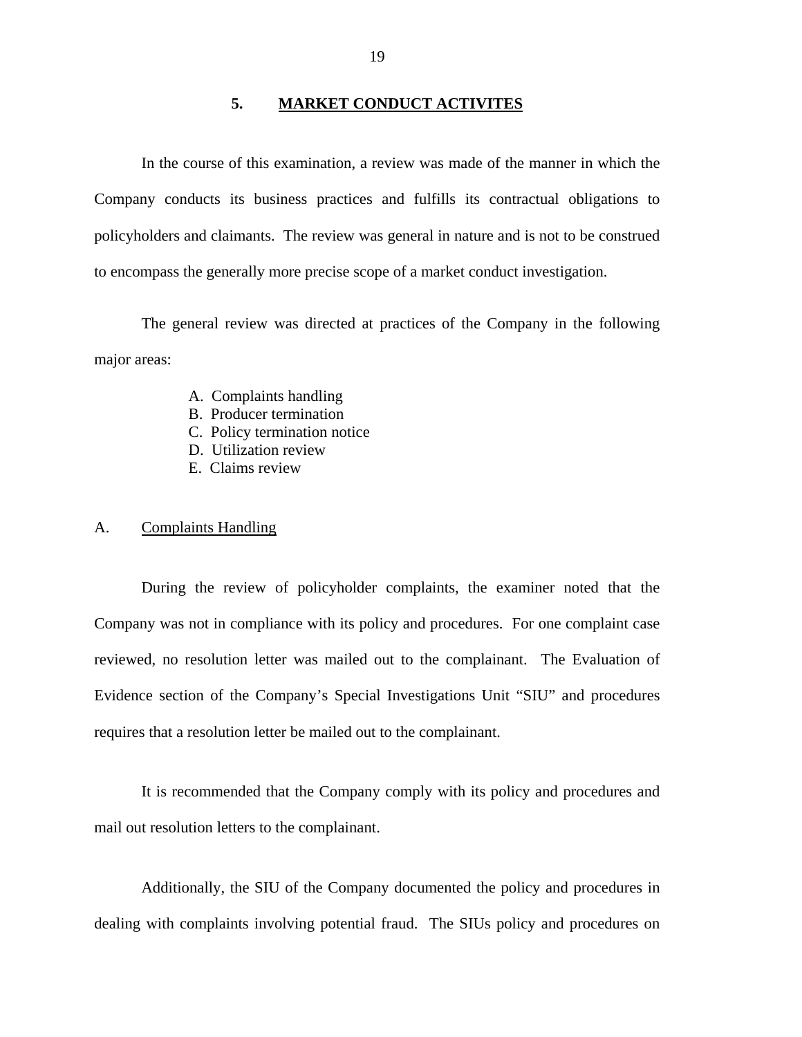## 5. MARKET CONDUCT ACTIVITES

In the course of this examination, a review was made of the manner in which the Company conducts its business practices and fulfills its contractual obligations to policyholders and claimants. The review was general in nature and is not to be construed to encompass the generally more precise scope of a market conduct investigation.

The general review was directed at practices of the Company in the following major areas:

A. Complaints handling
B. Producer termination
C. Policy termination notice
D. Utilization review
E. Claims review

### A. Complaints Handling

During the review of policyholder complaints, the examiner noted that the Company was not in compliance with its policy and procedures. For one complaint case reviewed, no resolution letter was mailed out to the complainant. The Evaluation of Evidence section of the Company's Special Investigations Unit "SIU" and procedures requires that a resolution letter be mailed out to the complainant.

It is recommended that the Company comply with its policy and procedures and mail out resolution letters to the complainant.

Additionally, the SIU of the Company documented the policy and procedures in dealing with complaints involving potential fraud. The SIUs policy and procedures on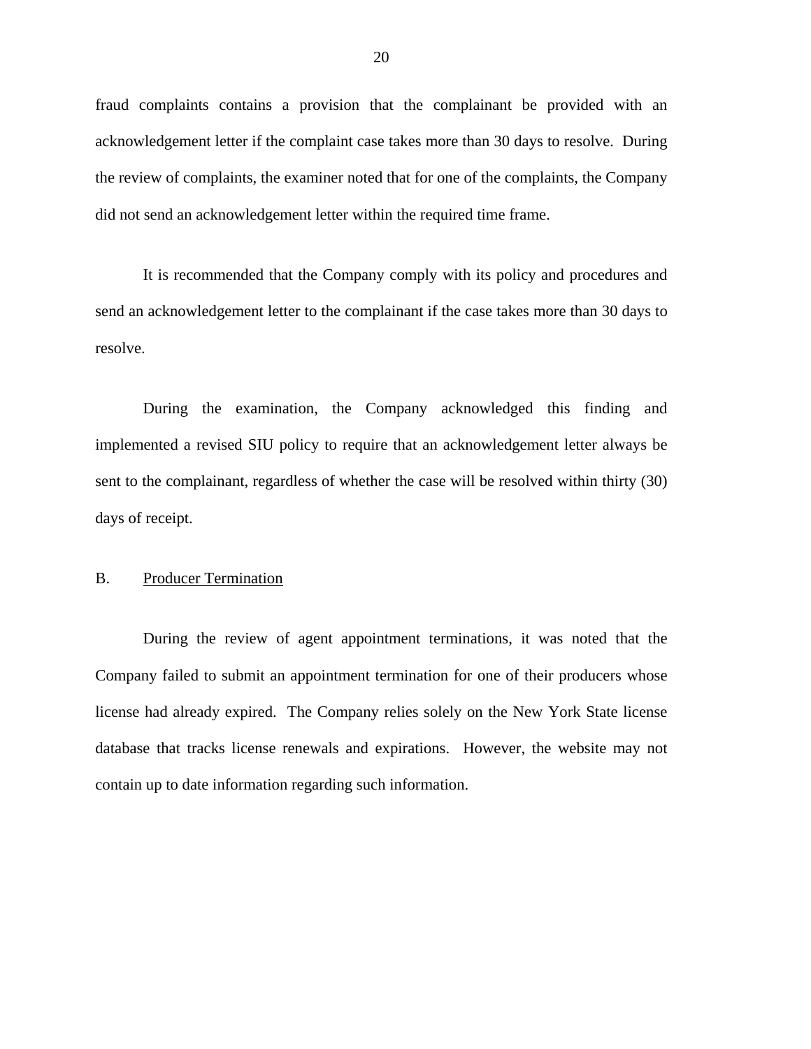fraud complaints contains a provision that the complainant be provided with an acknowledgement letter if the complaint case takes more than 30 days to resolve. During the review of complaints, the examiner noted that for one of the complaints, the Company did not send an acknowledgement letter within the required time frame.

It is recommended that the Company comply with its policy and procedures and send an acknowledgement letter to the complainant if the case takes more than 30 days to resolve.

During the examination, the Company acknowledged this finding and implemented a revised SIU policy to require that an acknowledgement letter always be sent to the complainant, regardless of whether the case will be resolved within thirty (30) days of receipt.

## B. Producer Termination

During the review of agent appointment terminations, it was noted that the Company failed to submit an appointment termination for one of their producers whose license had already expired. The Company relies solely on the New York State license database that tracks license renewals and expirations. However, the website may not contain up to date information regarding such information.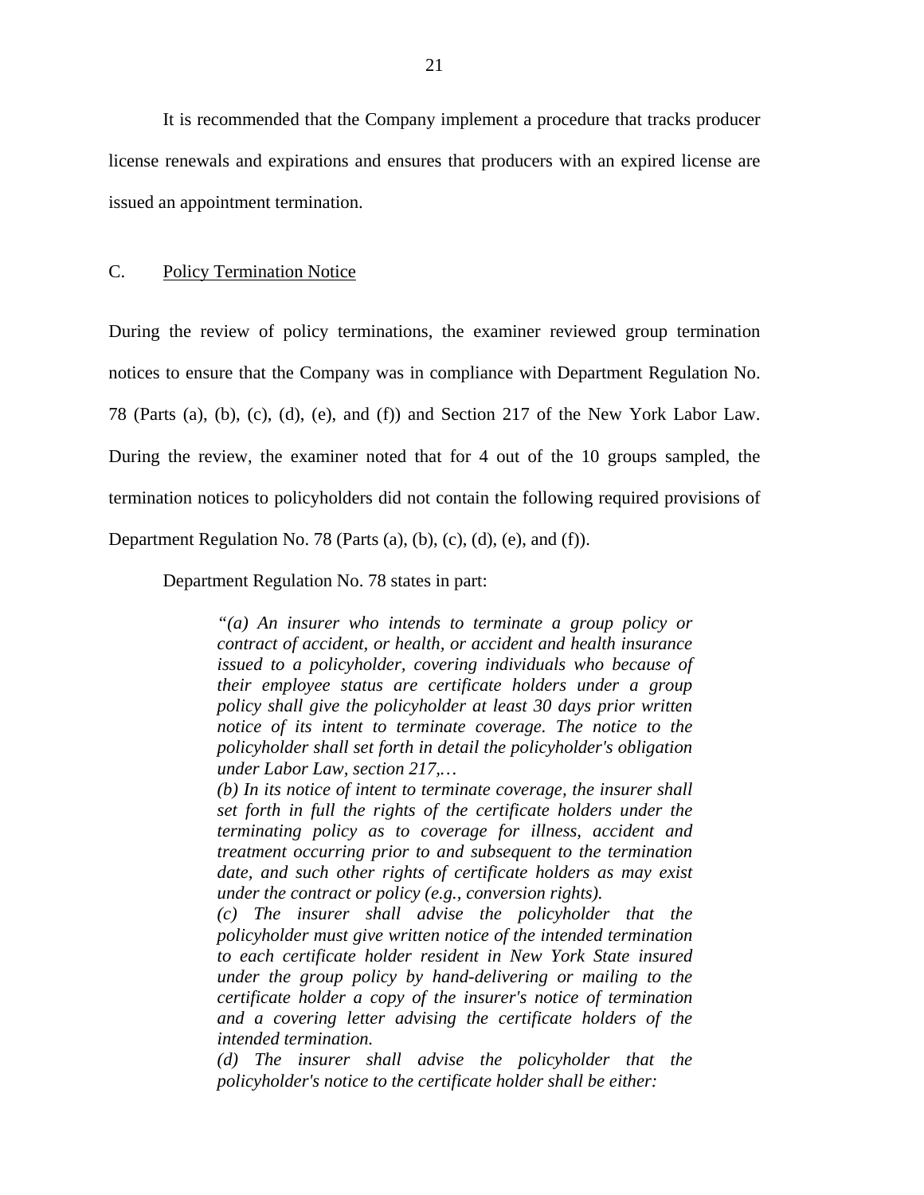It is recommended that the Company implement a procedure that tracks producer license renewals and expirations and ensures that producers with an expired license are issued an appointment termination.

C. Policy Termination Notice

During the review of policy terminations, the examiner reviewed group termination notices to ensure that the Company was in compliance with Department Regulation No. 78 (Parts (a), (b), (c), (d), (e), and (f)) and Section 217 of the New York Labor Law. During the review, the examiner noted that for 4 out of the 10 groups sampled, the termination notices to policyholders did not contain the following required provisions of Department Regulation No. 78 (Parts (a), (b), (c), (d), (e), and (f)).

Department Regulation No. 78 states in part:

> *"(a) An insurer who intends to terminate a group policy or contract of accident, or health, or accident and health insurance issued to a policyholder, covering individuals who because of their employee status are certificate holders under a group policy shall give the policyholder at least 30 days prior written notice of its intent to terminate coverage. The notice to the policyholder shall set forth in detail the policyholder's obligation under Labor Law, section 217,…*
>
> *(b) In its notice of intent to terminate coverage, the insurer shall set forth in full the rights of the certificate holders under the terminating policy as to coverage for illness, accident and treatment occurring prior to and subsequent to the termination date, and such other rights of certificate holders as may exist under the contract or policy (e.g., conversion rights).*
>
> *(c) The insurer shall advise the policyholder that the policyholder must give written notice of the intended termination to each certificate holder resident in New York State insured under the group policy by hand-delivering or mailing to the certificate holder a copy of the insurer's notice of termination and a covering letter advising the certificate holders of the intended termination.*
>
> *(d) The insurer shall advise the policyholder that the policyholder's notice to the certificate holder shall be either:*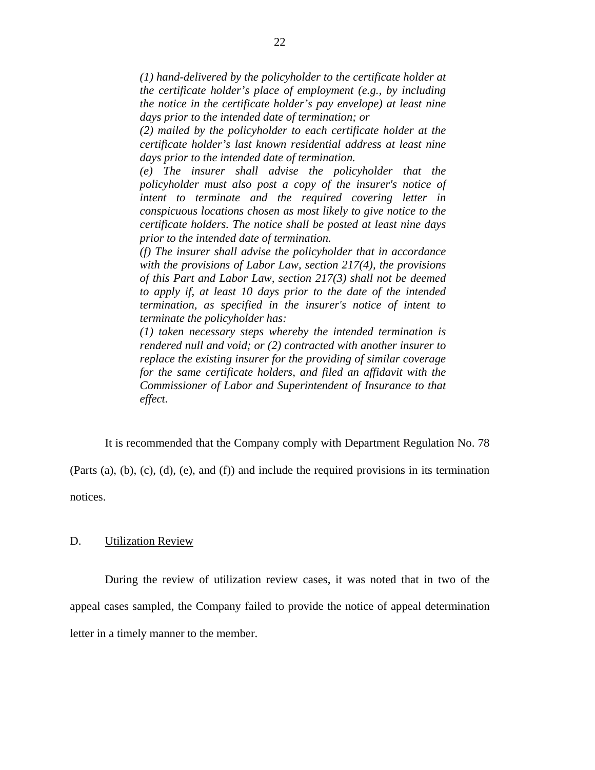> *(1) hand-delivered by the policyholder to the certificate holder at the certificate holder's place of employment (e.g., by including the notice in the certificate holder's pay envelope) at least nine days prior to the intended date of termination; or*
>
> *(2) mailed by the policyholder to each certificate holder at the certificate holder's last known residential address at least nine days prior to the intended date of termination.*
>
> *(e) The insurer shall advise the policyholder that the policyholder must also post a copy of the insurer's notice of intent to terminate and the required covering letter in conspicuous locations chosen as most likely to give notice to the certificate holders. The notice shall be posted at least nine days prior to the intended date of termination.*
>
> *(f) The insurer shall advise the policyholder that in accordance with the provisions of Labor Law, section 217(4), the provisions of this Part and Labor Law, section 217(3) shall not be deemed to apply if, at least 10 days prior to the date of the intended termination, as specified in the insurer's notice of intent to terminate the policyholder has:*
>
> *(1) taken necessary steps whereby the intended termination is rendered null and void; or (2) contracted with another insurer to replace the existing insurer for the providing of similar coverage for the same certificate holders, and filed an affidavit with the Commissioner of Labor and Superintendent of Insurance to that effect.*

It is recommended that the Company comply with Department Regulation No. 78 (Parts (a), (b), (c), (d), (e), and (f)) and include the required provisions in its termination notices.

## D. Utilization Review

During the review of utilization review cases, it was noted that in two of the appeal cases sampled, the Company failed to provide the notice of appeal determination letter in a timely manner to the member.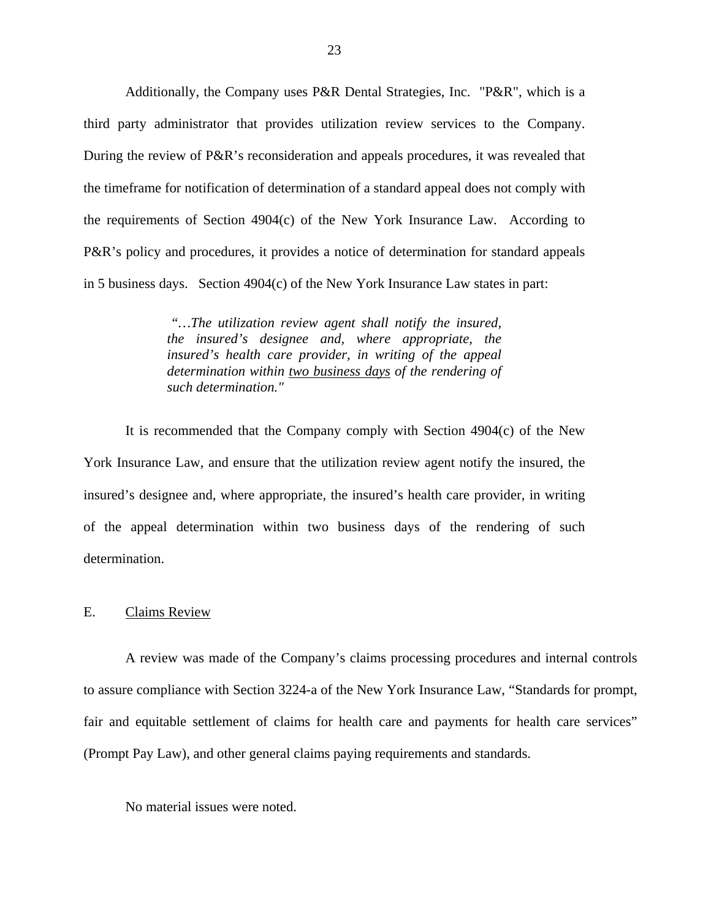Additionally, the Company uses P&R Dental Strategies, Inc. "P&R", which is a third party administrator that provides utilization review services to the Company. During the review of P&R's reconsideration and appeals procedures, it was revealed that the timeframe for notification of determination of a standard appeal does not comply with the requirements of Section 4904(c) of the New York Insurance Law. According to P&R's policy and procedures, it provides a notice of determination for standard appeals in 5 business days. Section 4904(c) of the New York Insurance Law states in part:

> *"…The utilization review agent shall notify the insured, the insured's designee and, where appropriate, the insured's health care provider, in writing of the appeal determination within <u>two business days</u> of the rendering of such determination."*

It is recommended that the Company comply with Section 4904(c) of the New York Insurance Law, and ensure that the utilization review agent notify the insured, the insured's designee and, where appropriate, the insured's health care provider, in writing of the appeal determination within two business days of the rendering of such determination.

## E. <u>Claims Review</u>

A review was made of the Company's claims processing procedures and internal controls to assure compliance with Section 3224-a of the New York Insurance Law, "Standards for prompt, fair and equitable settlement of claims for health care and payments for health care services" (Prompt Pay Law), and other general claims paying requirements and standards.

No material issues were noted.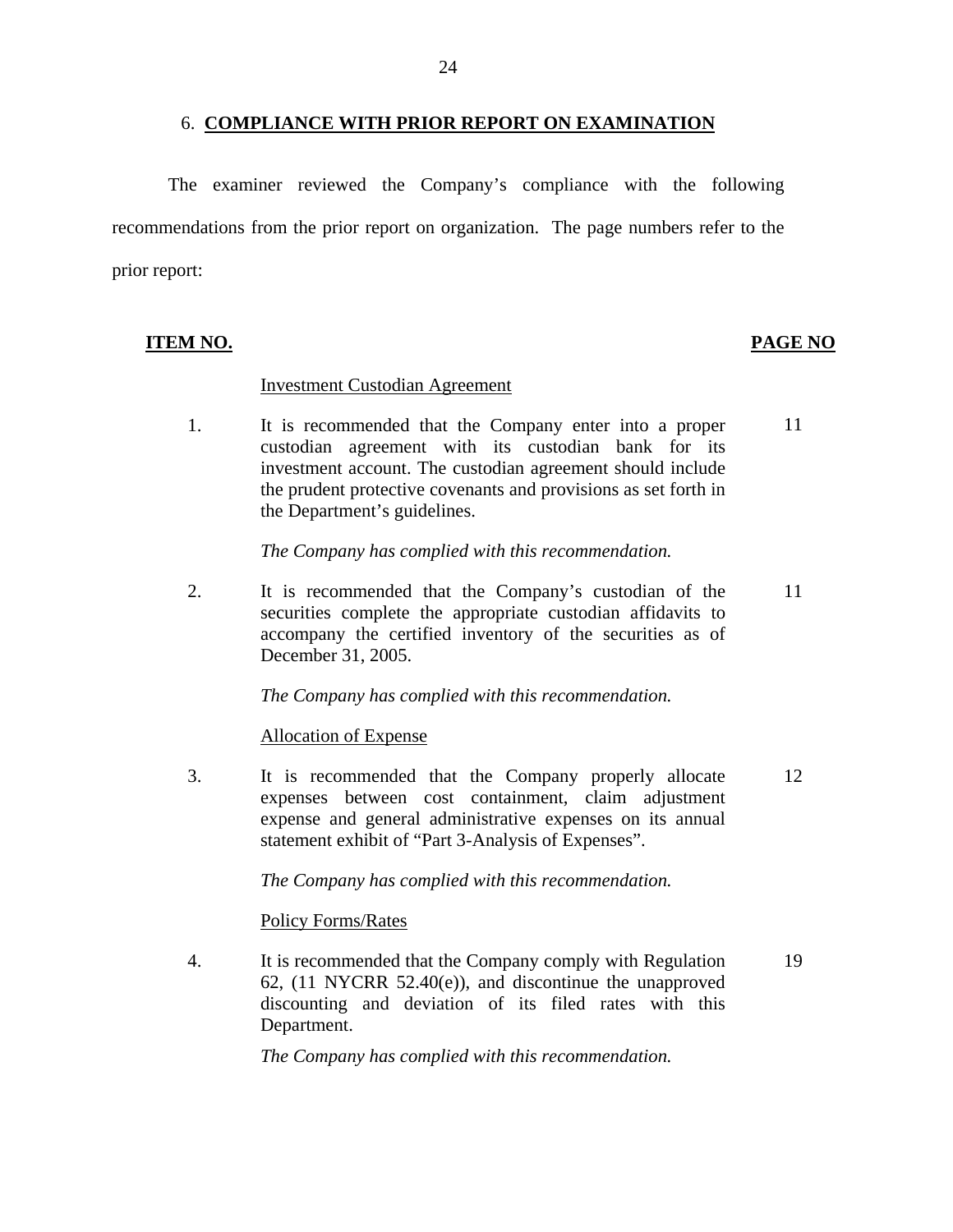## 6. **COMPLIANCE WITH PRIOR REPORT ON EXAMINATION**

The examiner reviewed the Company's compliance with the following recommendations from the prior report on organization. The page numbers refer to the prior report:

| **ITEM NO.** | | **PAGE NO** |
|---|---|---|
| | Investment Custodian Agreement | |
| 1. | It is recommended that the Company enter into a proper custodian agreement with its custodian bank for its investment account. The custodian agreement should include the prudent protective covenants and provisions as set forth in the Department's guidelines. | 11 |
| | *The Company has complied with this recommendation.* | |
| 2. | It is recommended that the Company's custodian of the securities complete the appropriate custodian affidavits to accompany the certified inventory of the securities as of December 31, 2005. | 11 |
| | *The Company has complied with this recommendation.* | |
| | Allocation of Expense | |
| 3. | It is recommended that the Company properly allocate expenses between cost containment, claim adjustment expense and general administrative expenses on its annual statement exhibit of "Part 3-Analysis of Expenses". | 12 |
| | *The Company has complied with this recommendation.* | |
| | Policy Forms/Rates | |
| 4. | It is recommended that the Company comply with Regulation 62, (11 NYCRR 52.40(e)), and discontinue the unapproved discounting and deviation of its filed rates with this Department. | 19 |
| | *The Company has complied with this recommendation.* | |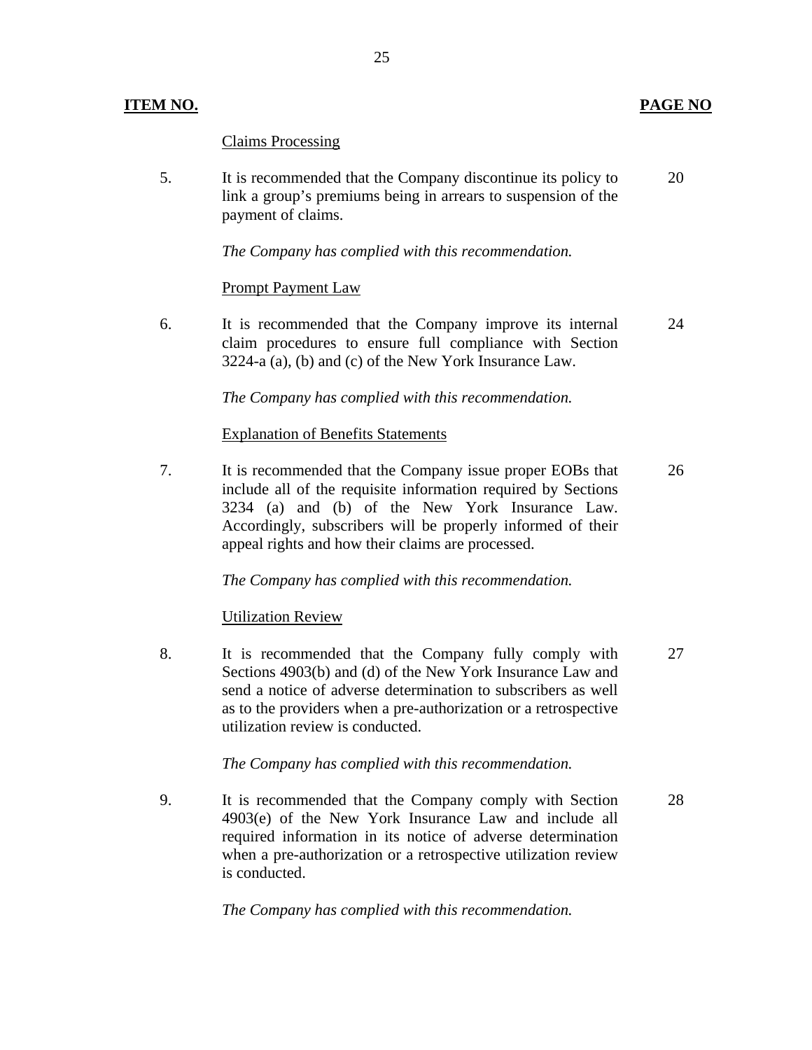| ITEM NO. | | PAGE NO |
|---|---|---|
| | Claims Processing | |
| 5. | It is recommended that the Company discontinue its policy to link a group's premiums being in arrears to suspension of the payment of claims.<br><br>*The Company has complied with this recommendation.* | 20 |
| | Prompt Payment Law | |
| 6. | It is recommended that the Company improve its internal claim procedures to ensure full compliance with Section 3224-a (a), (b) and (c) of the New York Insurance Law.<br><br>*The Company has complied with this recommendation.* | 24 |
| | Explanation of Benefits Statements | |
| 7. | It is recommended that the Company issue proper EOBs that include all of the requisite information required by Sections 3234 (a) and (b) of the New York Insurance Law. Accordingly, subscribers will be properly informed of their appeal rights and how their claims are processed.<br><br>*The Company has complied with this recommendation.* | 26 |
| | Utilization Review | |
| 8. | It is recommended that the Company fully comply with Sections 4903(b) and (d) of the New York Insurance Law and send a notice of adverse determination to subscribers as well as to the providers when a pre-authorization or a retrospective utilization review is conducted.<br><br>*The Company has complied with this recommendation.* | 27 |
| 9. | It is recommended that the Company comply with Section 4903(e) of the New York Insurance Law and include all required information in its notice of adverse determination when a pre-authorization or a retrospective utilization review is conducted.<br><br>*The Company has complied with this recommendation.* | 28 |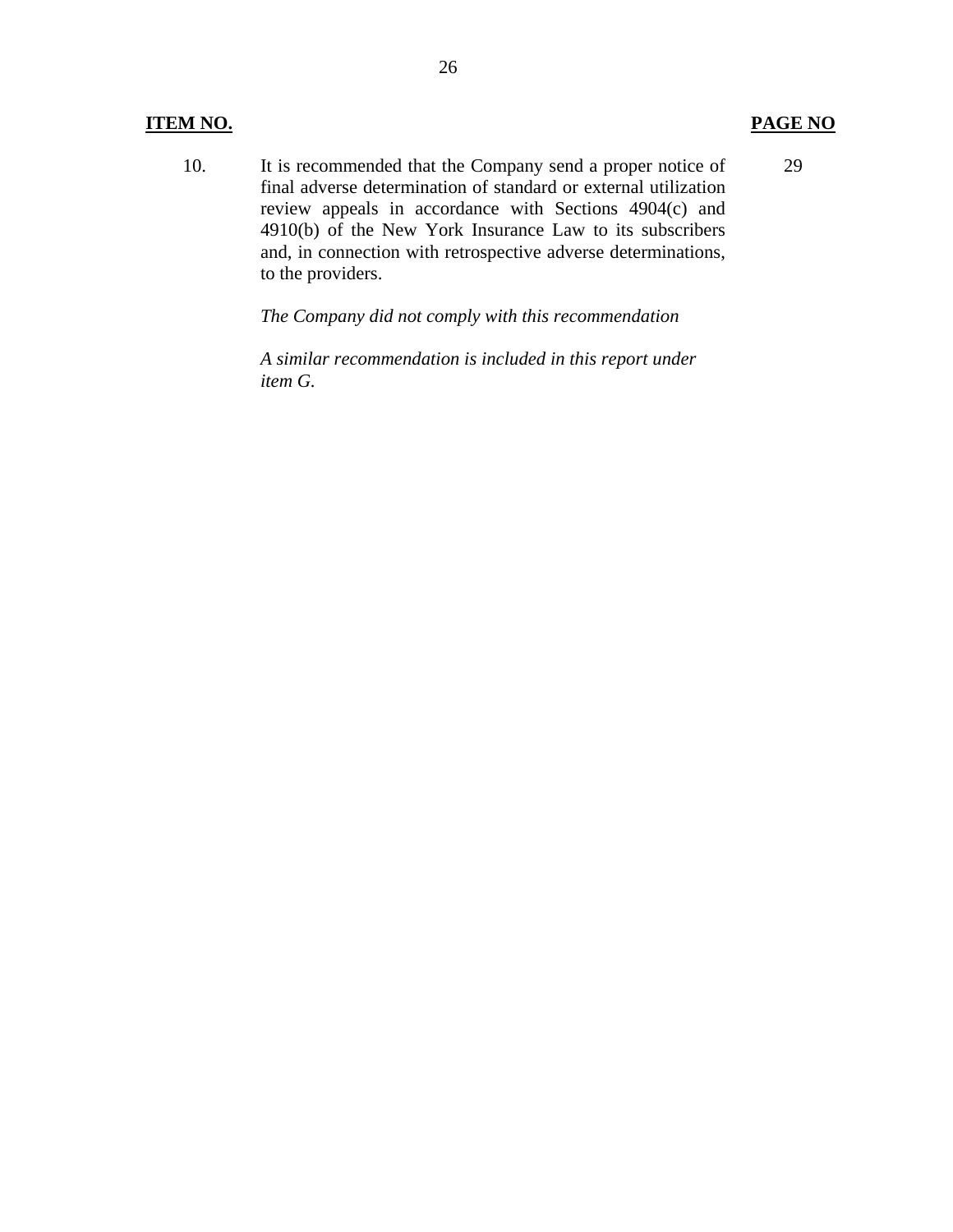| **ITEM NO.** | | **PAGE NO** |
|---|---|---|
| 10. | It is recommended that the Company send a proper notice of final adverse determination of standard or external utilization review appeals in accordance with Sections 4904(c) and 4910(b) of the New York Insurance Law to its subscribers and, in connection with retrospective adverse determinations, to the providers.<br><br>*The Company did not comply with this recommendation*<br><br>*A similar recommendation is included in this report under item G.* | 29 |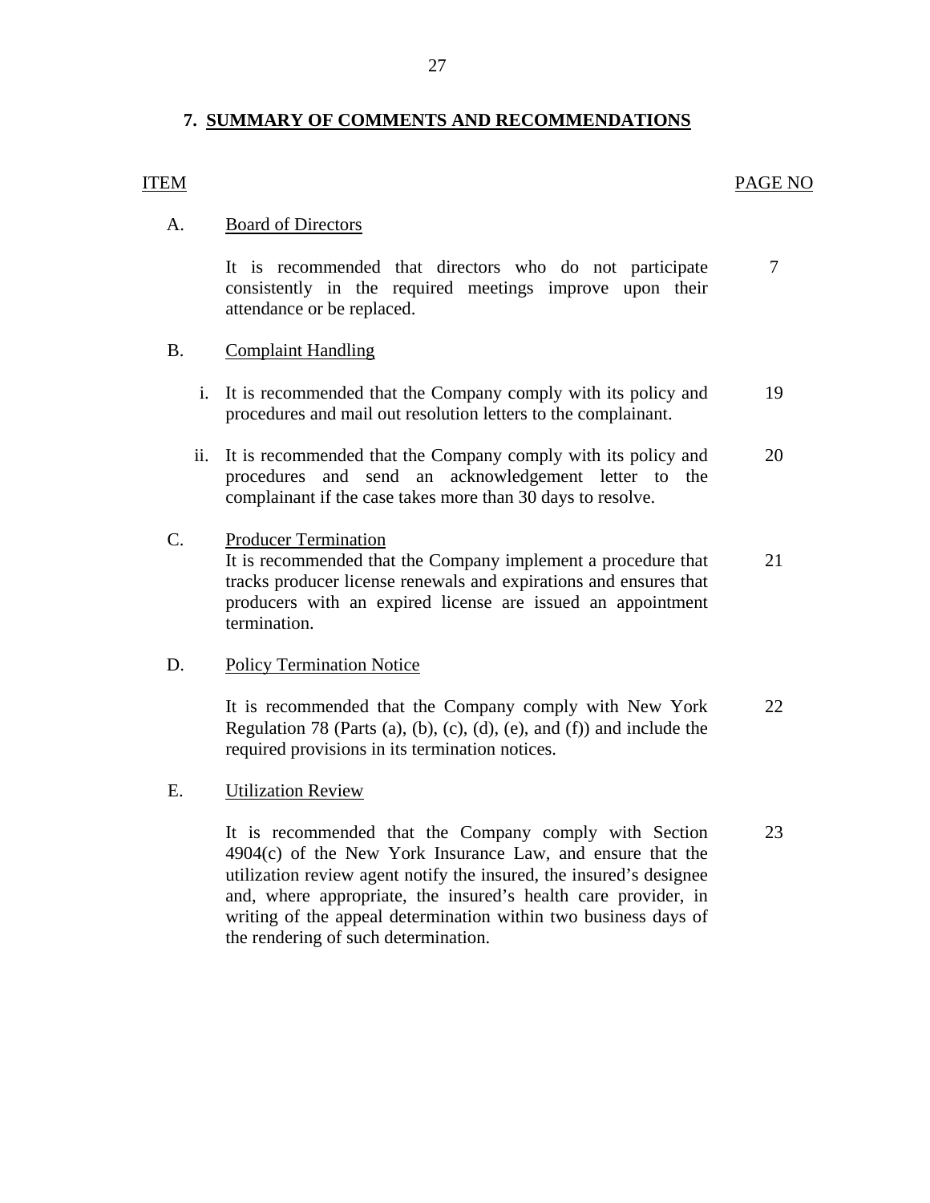## 7. SUMMARY OF COMMENTS AND RECOMMENDATIONS

| ITEM | | PAGE NO |
|---|---|---|
| A. | **Board of Directors**<br><br>It is recommended that directors who do not participate consistently in the required meetings improve upon their attendance or be replaced. | 7 |
| B. | **Complaint Handling** | |
| | i. It is recommended that the Company comply with its policy and procedures and mail out resolution letters to the complainant. | 19 |
| | ii. It is recommended that the Company comply with its policy and procedures and send an acknowledgement letter to the complainant if the case takes more than 30 days to resolve. | 20 |
| C. | **Producer Termination**<br>It is recommended that the Company implement a procedure that tracks producer license renewals and expirations and ensures that producers with an expired license are issued an appointment termination. | 21 |
| D. | **Policy Termination Notice**<br><br>It is recommended that the Company comply with New York Regulation 78 (Parts (a), (b), (c), (d), (e), and (f)) and include the required provisions in its termination notices. | 22 |
| E. | **Utilization Review**<br><br>It is recommended that the Company comply with Section 4904(c) of the New York Insurance Law, and ensure that the utilization review agent notify the insured, the insured's designee and, where appropriate, the insured's health care provider, in writing of the appeal determination within two business days of the rendering of such determination. | 23 |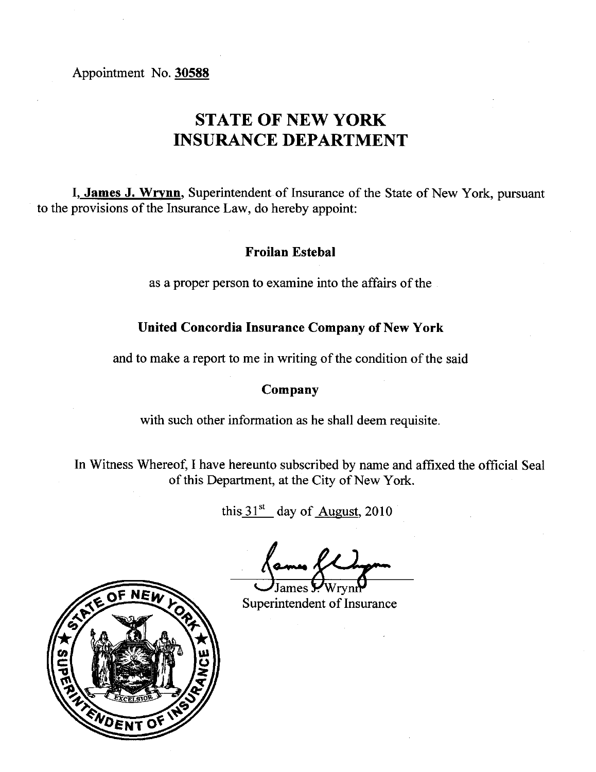Appointment No. **30588**

# STATE OF NEW YORK
# INSURANCE DEPARTMENT

I, **James J. Wrynn**, Superintendent of Insurance of the State of New York, pursuant to the provisions of the Insurance Law, do hereby appoint:

**Froilan Estebal**

as a proper person to examine into the affairs of the

**United Concordia Insurance Company of New York**

and to make a report to me in writing of the condition of the said

**Company**

with such other information as he shall deem requisite.

In Witness Whereof, I have hereunto subscribed by name and affixed the official Seal of this Department, at the City of New York.

this 31st day of August, 2010

James J. Wrynn
Superintendent of Insurance

STATE OF NEW YORK SUPERINTENDENT OF INSURANCE
EXCELSIOR